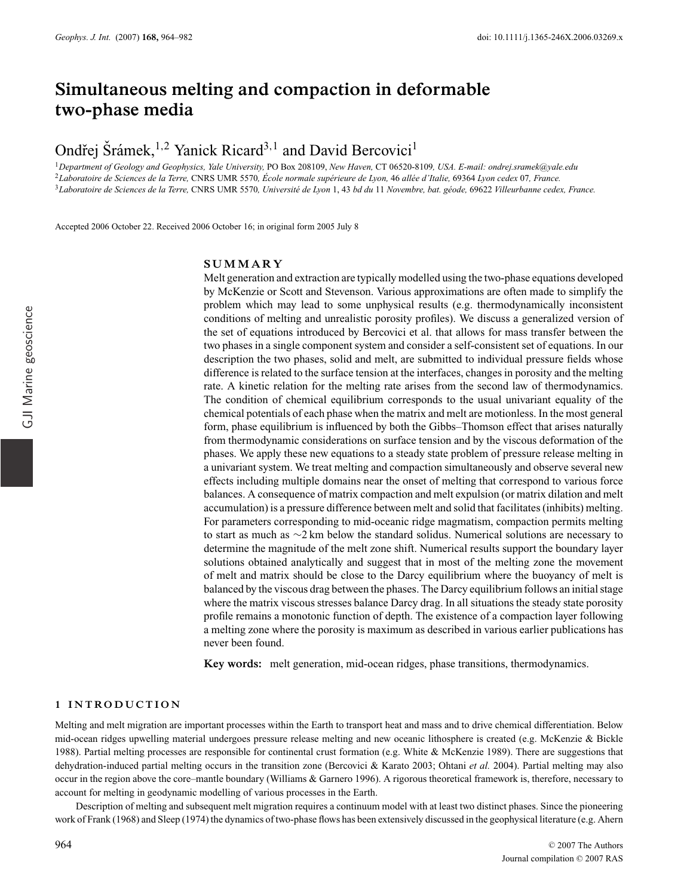# Simultaneous melting and compaction in deformable two-phase media

Ondřej Šrámek,[1,2] Yanick Ricard[3,1] and David Bercovici[1]

[1]*Department of Geology and Geophysics, Yale University,* PO Box 208109, *New Haven,* CT 06520-8109*, USA. E-mail: ondrej.sramek@yale.edu*
[2]*Laboratoire de Sciences de la Terre,* CNRS UMR 5570*, École normale supérieure de Lyon,* 46 *allée d'Italie,* 69364 *Lyon cedex* 07*, France.*
[3]*Laboratoire de Sciences de la Terre,* CNRS UMR 5570*, Université de Lyon* 1, 43 *bd du* 11 *Novembre, bat. géode,* 69622 *Villeurbanne cedex, France.*

Accepted 2006 October 22. Received 2006 October 16; in original form 2005 July 8

## SUMMARY

Melt generation and extraction are typically modelled using the two-phase equations developed by McKenzie or Scott and Stevenson. Various approximations are often made to simplify the problem which may lead to some unphysical results (e.g. thermodynamically inconsistent conditions of melting and unrealistic porosity profiles). We discuss a generalized version of the set of equations introduced by Bercovici et al. that allows for mass transfer between the two phases in a single component system and consider a self-consistent set of equations. In our description the two phases, solid and melt, are submitted to individual pressure fields whose difference is related to the surface tension at the interfaces, changes in porosity and the melting rate. A kinetic relation for the melting rate arises from the second law of thermodynamics. The condition of chemical equilibrium corresponds to the usual univariant equality of the chemical potentials of each phase when the matrix and melt are motionless. In the most general form, phase equilibrium is influenced by both the Gibbs–Thomson effect that arises naturally from thermodynamic considerations on surface tension and by the viscous deformation of the phases. We apply these new equations to a steady state problem of pressure release melting in a univariant system. We treat melting and compaction simultaneously and observe several new effects including multiple domains near the onset of melting that correspond to various force balances. A consequence of matrix compaction and melt expulsion (or matrix dilation and melt accumulation) is a pressure difference between melt and solid that facilitates (inhibits) melting. For parameters corresponding to mid-oceanic ridge magmatism, compaction permits melting to start as much as ∼2 km below the standard solidus. Numerical solutions are necessary to determine the magnitude of the melt zone shift. Numerical results support the boundary layer solutions obtained analytically and suggest that in most of the melting zone the movement of melt and matrix should be close to the Darcy equilibrium where the buoyancy of melt is balanced by the viscous drag between the phases. The Darcy equilibrium follows an initial stage where the matrix viscous stresses balance Darcy drag. In all situations the steady state porosity profile remains a monotonic function of depth. The existence of a compaction layer following a melting zone where the porosity is maximum as described in various earlier publications has never been found.

**Key words:** melt generation, mid-ocean ridges, phase transitions, thermodynamics.

## 1 INTRODUCTION

Melting and melt migration are important processes within the Earth to transport heat and mass and to drive chemical differentiation. Below mid-ocean ridges upwelling material undergoes pressure release melting and new oceanic lithosphere is created (e.g. McKenzie & Bickle 1988). Partial melting processes are responsible for continental crust formation (e.g. White & McKenzie 1989). There are suggestions that dehydration-induced partial melting occurs in the transition zone (Bercovici & Karato 2003; Ohtani *et al.* 2004). Partial melting may also occur in the region above the core–mantle boundary (Williams & Garnero 1996). A rigorous theoretical framework is, therefore, necessary to account for melting in geodynamic modelling of various processes in the Earth.

Description of melting and subsequent melt migration requires a continuum model with at least two distinct phases. Since the pioneering work of Frank (1968) and Sleep (1974) the dynamics of two-phase flows has been extensively discussed in the geophysical literature (e.g. Ahern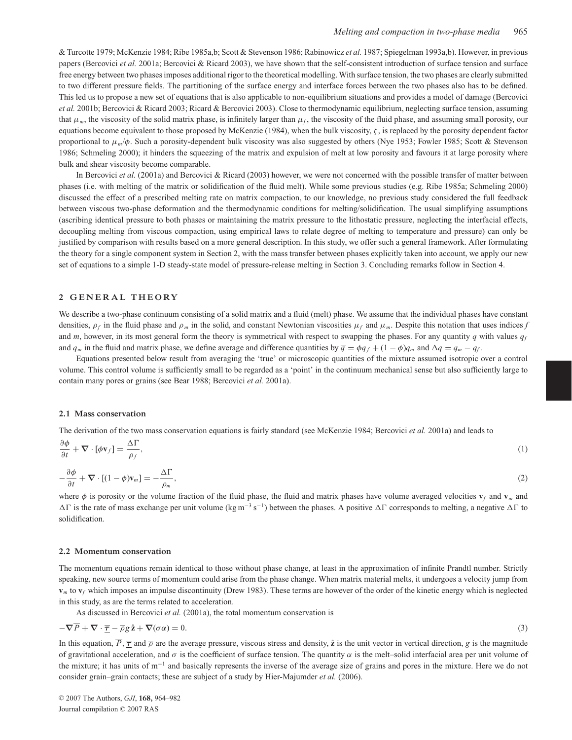& Turcotte 1979; McKenzie 1984; Ribe 1985a,b; Scott & Stevenson 1986; Rabinowicz *et al.* 1987; Spiegelman 1993a,b). However, in previous papers (Bercovici *et al.* 2001a; Bercovici & Ricard 2003), we have shown that the self-consistent introduction of surface tension and surface free energy between two phases imposes additional rigor to the theoretical modelling. With surface tension, the two phases are clearly submitted to two different pressure fields. The partitioning of the surface energy and interface forces between the two phases also has to be defined. This led us to propose a new set of equations that is also applicable to non-equilibrium situations and provides a model of damage (Bercovici *et al.* 2001b; Bercovici & Ricard 2003; Ricard & Bercovici 2003). Close to thermodynamic equilibrium, neglecting surface tension, assuming that $\mu_m$, the viscosity of the solid matrix phase, is infinitely larger than $\mu_f$, the viscosity of the fluid phase, and assuming small porosity, our equations become equivalent to those proposed by McKenzie (1984), when the bulk viscosity, $\zeta$, is replaced by the porosity dependent factor proportional to $\mu_m/\phi$. Such a porosity-dependent bulk viscosity was also suggested by others (Nye 1953; Fowler 1985; Scott & Stevenson 1986; Schmeling 2000); it hinders the squeezing of the matrix and expulsion of melt at low porosity and favours it at large porosity where bulk and shear viscosity become comparable.

In Bercovici *et al.* (2001a) and Bercovici & Ricard (2003) however, we were not concerned with the possible transfer of matter between phases (i.e. with melting of the matrix or solidification of the fluid melt). While some previous studies (e.g. Ribe 1985a; Schmeling 2000) discussed the effect of a prescribed melting rate on matrix compaction, to our knowledge, no previous study considered the full feedback between viscous two-phase deformation and the thermodynamic conditions for melting/solidification. The usual simplifying assumptions (ascribing identical pressure to both phases or maintaining the matrix pressure to the lithostatic pressure, neglecting the interfacial effects, decoupling melting from viscous compaction, using empirical laws to relate degree of melting to temperature and pressure) can only be justified by comparison with results based on a more general description. In this study, we offer such a general framework. After formulating the theory for a single component system in Section 2, with the mass transfer between phases explicitly taken into account, we apply our new set of equations to a simple 1-D steady-state model of pressure-release melting in Section 3. Concluding remarks follow in Section 4.

## 2 GENERAL THEORY

We describe a two-phase continuum consisting of a solid matrix and a fluid (melt) phase. We assume that the individual phases have constant densities, $\rho_f$ in the fluid phase and $\rho_m$ in the solid, and constant Newtonian viscosities $\mu_f$ and $\mu_m$. Despite this notation that uses indices $f$ and $m$, however, in its most general form the theory is symmetrical with respect to swapping the phases. For any quantity $q$ with values $q_f$ and $q_m$ in the fluid and matrix phase, we define average and difference quantities by $\overline{q} = \phi q_f + (1-\phi) q_m$ and $\Delta q = q_m - q_f$.

Equations presented below result from averaging the 'true' or microscopic quantities of the mixture assumed isotropic over a control volume. This control volume is sufficiently small to be regarded as a 'point' in the continuum mechanical sense but also sufficiently large to contain many pores or grains (see Bear 1988; Bercovici *et al.* 2001a).

### 2.1 Mass conservation

The derivation of the two mass conservation equations is fairly standard (see McKenzie 1984; Bercovici *et al.* 2001a) and leads to

$$\frac{\partial \phi}{\partial t} + \nabla \cdot [\phi \mathbf{v}_f] = \frac{\Delta \Gamma}{\rho_f}, \tag{1}$$

$$-\frac{\partial \phi}{\partial t} + \nabla \cdot [(1-\phi) \mathbf{v}_m] = -\frac{\Delta \Gamma}{\rho_m}, \tag{2}$$

where $\phi$ is porosity or the volume fraction of the fluid phase, the fluid and matrix phases have volume averaged velocities $\mathbf{v}_f$ and $\mathbf{v}_m$ and $\Delta\Gamma$ is the rate of mass exchange per unit volume (kg m$^{-3}$ s$^{-1}$) between the phases. A positive $\Delta\Gamma$ corresponds to melting, a negative $\Delta\Gamma$ to solidification.

### 2.2 Momentum conservation

The momentum equations remain identical to those without phase change, at least in the approximation of infinite Prandtl number. Strictly speaking, new source terms of momentum could arise from the phase change. When matrix material melts, it undergoes a velocity jump from $\mathbf{v}_m$ to $\mathbf{v}_f$ which imposes an impulse discontinuity (Drew 1983). These terms are however of the order of the kinetic energy which is neglected in this study, as are the terms related to acceleration.

As discussed in Bercovici *et al.* (2001a), the total momentum conservation is

$$-\nabla \overline{P} + \nabla \cdot \overline{\underline{\tau}} - \overline{\rho} g \hat{\mathbf{z}} + \nabla(\sigma \alpha) = 0. \tag{3}$$

In this equation, $\overline{P}$, $\overline{\underline{\tau}}$ and $\overline{\rho}$ are the average pressure, viscous stress and density, $\hat{\mathbf{z}}$ is the unit vector in vertical direction, $g$ is the magnitude of gravitational acceleration, and $\sigma$ is the coefficient of surface tension. The quantity $\alpha$ is the melt–solid interfacial area per unit volume of the mixture; it has units of m$^{-1}$ and basically represents the inverse of the average size of grains and pores in the mixture. Here we do not consider grain–grain contacts; these are subject of a study by Hier-Majumder *et al.* (2006).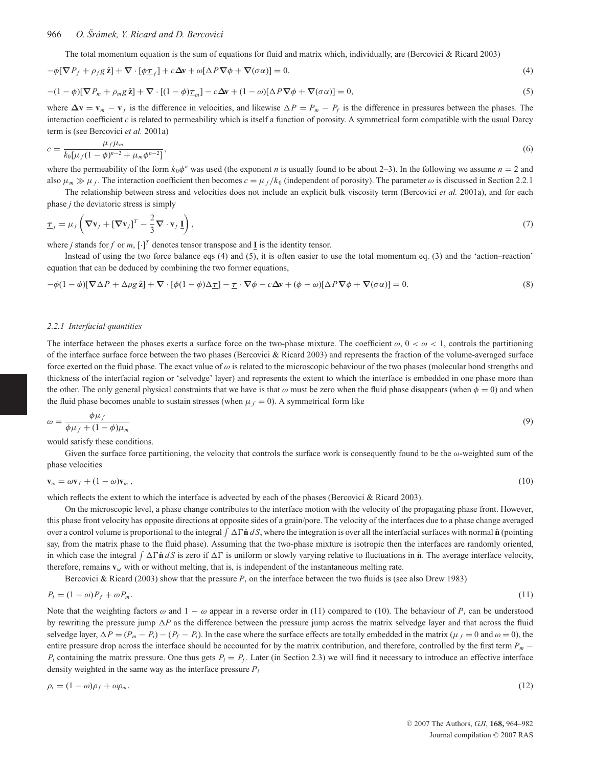The total momentum equation is the sum of equations for fluid and matrix which, individually, are (Bercovici & Ricard 2003)

$$-\phi[\nabla P_f + \rho_f g\,\hat{\mathbf{z}}] + \nabla \cdot [\phi \underline{\tau}_f] + c\Delta\mathbf{v} + \omega[\Delta P \nabla\phi + \nabla(\sigma\alpha)] = 0, \tag{4}$$

$$-(1-\phi)[\nabla P_m + \rho_m g\,\hat{\mathbf{z}}] + \nabla \cdot [(1-\phi)\underline{\tau}_m] - c\Delta\mathbf{v} + (1-\omega)[\Delta P \nabla\phi + \nabla(\sigma\alpha)] = 0, \tag{5}$$

where $\Delta\mathbf{v} = \mathbf{v}_m - \mathbf{v}_f$ is the difference in velocities, and likewise $\Delta P = P_m - P_f$ is the difference in pressures between the phases. The interaction coefficient $c$ is related to permeability which is itself a function of porosity. A symmetrical form compatible with the usual Darcy term is (see Bercovici *et al.* 2001a)

$$c = \frac{\mu_f \mu_m}{k_0[\mu_f(1-\phi)^{n-2} + \mu_m \phi^{n-2}]}, \tag{6}$$

where the permeability of the form $k_0\phi^n$ was used (the exponent $n$ is usually found to be about 2–3). In the following we assume $n = 2$ and also $\mu_m \gg \mu_f$. The interaction coefficient then becomes $c = \mu_f/k_0$ (independent of porosity). The parameter $\omega$ is discussed in Section 2.2.1

The relationship between stress and velocities does not include an explicit bulk viscosity term (Bercovici *et al.* 2001a), and for each phase $j$ the deviatoric stress is simply

$$\underline{\tau}_j = \mu_j\left(\nabla\mathbf{v}_j + [\nabla\mathbf{v}_j]^T - \frac{2}{3}\nabla\cdot\mathbf{v}_j\,\underline{\mathbf{I}}\right), \tag{7}$$

where $j$ stands for $f$ or $m$, $[\cdot]^T$ denotes tensor transpose and $\underline{\mathbf{I}}$ is the identity tensor.

Instead of using the two force balance eqs (4) and (5), it is often easier to use the total momentum eq. (3) and the 'action–reaction' equation that can be deduced by combining the two former equations,

$$-\phi(1-\phi)[\nabla\Delta P + \Delta\rho g\,\hat{\mathbf{z}}] + \nabla\cdot[\phi(1-\phi)\Delta\underline{\tau}] - \overline{\underline{\tau}}\cdot\nabla\phi - c\Delta\mathbf{v} + (\phi-\omega)[\Delta P\nabla\phi + \nabla(\sigma\alpha)] = 0. \tag{8}$$

### 2.2.1 Interfacial quantities

The interface between the phases exerts a surface force on the two-phase mixture. The coefficient $\omega$, $0 < \omega < 1$, controls the partitioning of the interface surface force between the two phases (Bercovici & Ricard 2003) and represents the fraction of the volume-averaged surface force exerted on the fluid phase. The exact value of $\omega$ is related to the microscopic behaviour of the two phases (molecular bond strengths and thickness of the interfacial region or 'selvedge' layer) and represents the extent to which the interface is embedded in one phase more than the other. The only general physical constraints that we have is that $\omega$ must be zero when the fluid phase disappears (when $\phi = 0$) and when the fluid phase becomes unable to sustain stresses (when $\mu_f = 0$). A symmetrical form like

$$\omega = \frac{\phi\mu_f}{\phi\mu_f + (1-\phi)\mu_m} \tag{9}$$

would satisfy these conditions.

Given the surface force partitioning, the velocity that controls the surface work is consequently found to be the $\omega$-weighted sum of the phase velocities

$$\mathbf{v}_\omega = \omega\mathbf{v}_f + (1-\omega)\mathbf{v}_m, \tag{10}$$

which reflects the extent to which the interface is advected by each of the phases (Bercovici & Ricard 2003).

On the microscopic level, a phase change contributes to the interface motion with the velocity of the propagating phase front. However, this phase front velocity has opposite directions at opposite sides of a grain/pore. The velocity of the interfaces due to a phase change averaged over a control volume is proportional to the integral $\int \Delta\Gamma\hat{\mathbf{n}}\,dS$, where the integration is over all the interfacial surfaces with normal $\hat{\mathbf{n}}$ (pointing say, from the matrix phase to the fluid phase). Assuming that the two-phase mixture is isotropic then the interfaces are randomly oriented, in which case the integral $\int \Delta\Gamma\hat{\mathbf{n}}\,dS$ is zero if $\Delta\Gamma$ is uniform or slowly varying relative to fluctuations in $\hat{\mathbf{n}}$. The average interface velocity, therefore, remains $\mathbf{v}_\omega$ with or without melting, that is, is independent of the instantaneous melting rate.

Bercovici & Ricard (2003) show that the pressure $P_i$ on the interface between the two fluids is (see also Drew 1983)

$$P_i = (1-\omega)P_f + \omega P_m. \tag{11}$$

Note that the weighting factors $\omega$ and $1-\omega$ appear in a reverse order in (11) compared to (10). The behaviour of $P_i$ can be understood by rewriting the pressure jump $\Delta P$ as the difference between the pressure jump across the matrix selvedge layer and that across the fluid selvedge layer, $\Delta P = (P_m - P_i) - (P_f - P_i)$. In the case where the surface effects are totally embedded in the matrix ($\mu_f = 0$ and $\omega = 0$), the entire pressure drop across the interface should be accounted for by the matrix contribution, and therefore, controlled by the first term $P_m - P_i$ containing the matrix pressure. One thus gets $P_i = P_f$. Later (in Section 2.3) we will find it necessary to introduce an effective interface density weighted in the same way as the interface pressure $P_i$

$$\rho_i = (1-\omega)\rho_f + \omega\rho_m. \tag{12}$$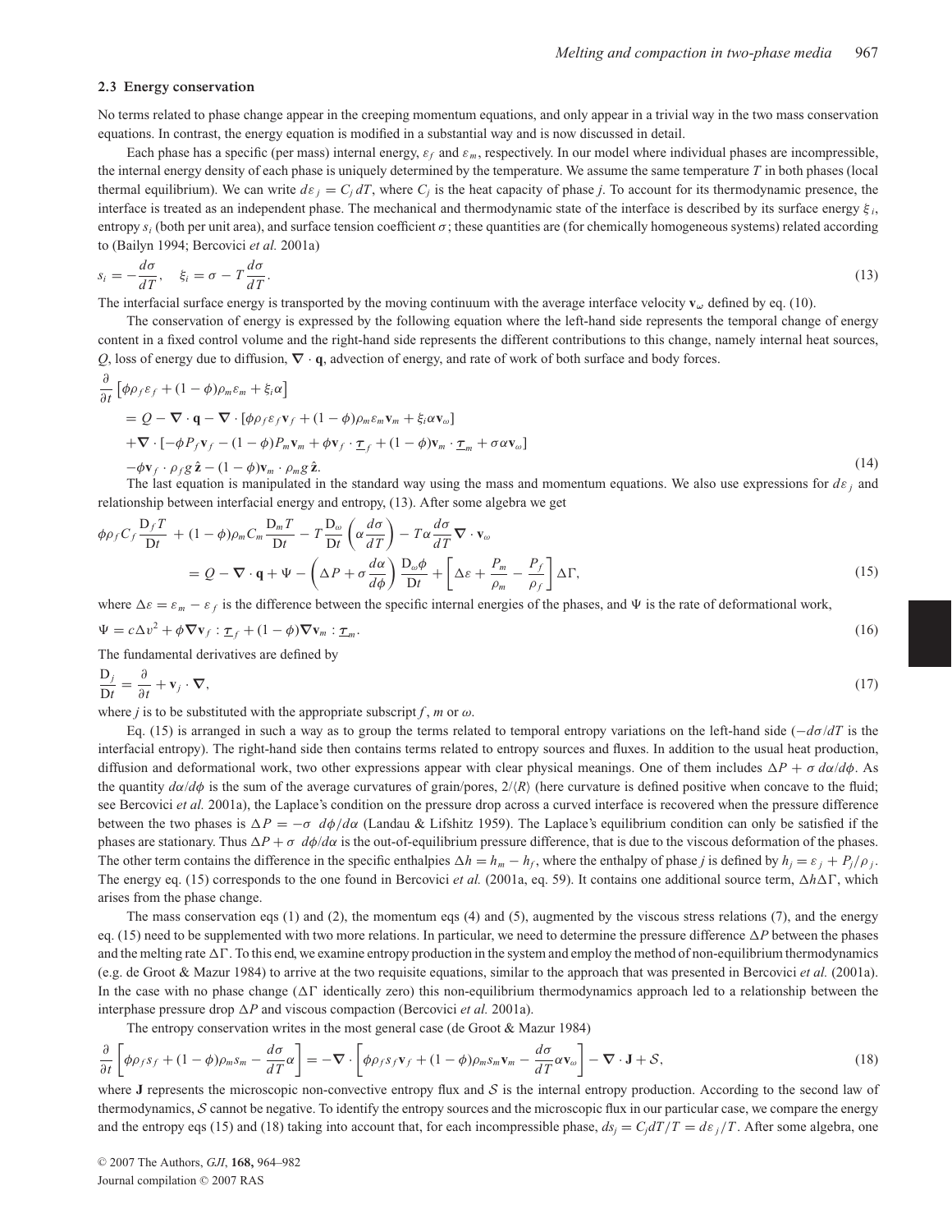### 2.3 Energy conservation

No terms related to phase change appear in the creeping momentum equations, and only appear in a trivial way in the two mass conservation equations. In contrast, the energy equation is modified in a substantial way and is now discussed in detail.

Each phase has a specific (per mass) internal energy, $\varepsilon_f$ and $\varepsilon_m$, respectively. In our model where individual phases are incompressible, the internal energy density of each phase is uniquely determined by the temperature. We assume the same temperature $T$ in both phases (local thermal equilibrium). We can write $d\varepsilon_j = C_j\,dT$, where $C_j$ is the heat capacity of phase $j$. To account for its thermodynamic presence, the interface is treated as an independent phase. The mechanical and thermodynamic state of the interface is described by its surface energy $\xi_i$, entropy $s_i$ (both per unit area), and surface tension coefficient $\sigma$; these quantities are (for chemically homogeneous systems) related according to (Bailyn 1994; Bercovici *et al.* 2001a)

$$s_i = -\frac{d\sigma}{dT}, \quad \xi_i = \sigma - T\frac{d\sigma}{dT}. \tag{13}$$

The interfacial surface energy is transported by the moving continuum with the average interface velocity $\mathbf{v}_\omega$ defined by eq. (10).

The conservation of energy is expressed by the following equation where the left-hand side represents the temporal change of energy content in a fixed control volume and the right-hand side represents the different contributions to this change, namely internal heat sources, $Q$, loss of energy due to diffusion, $\nabla \cdot \mathbf{q}$, advection of energy, and rate of work of both surface and body forces.

$$\begin{aligned}
\frac{\partial}{\partial t}&\left[\phi\rho_f\varepsilon_f + (1-\phi)\rho_m\varepsilon_m + \xi_i\alpha\right] \\
&= Q - \nabla\cdot\mathbf{q} - \nabla\cdot\left[\phi\rho_f\varepsilon_f\mathbf{v}_f + (1-\phi)\rho_m\varepsilon_m\mathbf{v}_m + \xi_i\alpha\mathbf{v}_\omega\right] \\
&+\nabla\cdot\left[-\phi P_f\mathbf{v}_f - (1-\phi)P_m\mathbf{v}_m + \phi\mathbf{v}_f\cdot\underline{\tau}_f + (1-\phi)\mathbf{v}_m\cdot\underline{\tau}_m + \sigma\alpha\mathbf{v}_\omega\right] \\
&-\phi\mathbf{v}_f\cdot\rho_f g\,\hat{\mathbf{z}} - (1-\phi)\mathbf{v}_m\cdot\rho_m g\,\hat{\mathbf{z}}.
\end{aligned} \tag{14}$$

The last equation is manipulated in the standard way using the mass and momentum equations. We also use expressions for $d\varepsilon_j$ and relationship between interfacial energy and entropy, (13). After some algebra we get

$$\begin{aligned}
\phi\rho_f C_f\frac{\mathrm{D}_f T}{\mathrm{D}t} &+ (1-\phi)\rho_m C_m\frac{\mathrm{D}_m T}{\mathrm{D}t} - T\frac{\mathrm{D}_\omega}{\mathrm{D}t}\left(\alpha\frac{d\sigma}{dT}\right) - T\alpha\frac{d\sigma}{dT}\nabla\cdot\mathbf{v}_\omega \\
&= Q - \nabla\cdot\mathbf{q} + \Psi - \left(\Delta P + \sigma\frac{d\alpha}{d\phi}\right)\frac{\mathrm{D}_\omega\phi}{\mathrm{D}t} + \left[\Delta\varepsilon + \frac{P_m}{\rho_m} - \frac{P_f}{\rho_f}\right]\Delta\Gamma,
\end{aligned} \tag{15}$$

where $\Delta\varepsilon = \varepsilon_m - \varepsilon_f$ is the difference between the specific internal energies of the phases, and $\Psi$ is the rate of deformational work,

$$\Psi = c\Delta v^2 + \phi\nabla\mathbf{v}_f : \underline{\tau}_f + (1-\phi)\nabla\mathbf{v}_m : \underline{\tau}_m. \tag{16}$$

The fundamental derivatives are defined by

$$\frac{\mathrm{D}_j}{\mathrm{D}t} = \frac{\partial}{\partial t} + \mathbf{v}_j\cdot\nabla, \tag{17}$$

where $j$ is to be substituted with the appropriate subscript $f$, $m$ or $\omega$.

Eq. (15) is arranged in such a way as to group the terms related to temporal entropy variations on the left-hand side ($-d\sigma/dT$ is the interfacial entropy). The right-hand side then contains terms related to entropy sources and fluxes. In addition to the usual heat production, diffusion and deformational work, two other expressions appear with clear physical meanings. One of them includes $\Delta P + \sigma\, d\alpha/d\phi$. As the quantity $d\alpha/d\phi$ is the sum of the average curvatures of grain/pores, $2/\langle R\rangle$ (here curvature is defined positive when concave to the fluid; see Bercovici *et al.* 2001a), the Laplace's condition on the pressure drop across a curved interface is recovered when the pressure difference between the two phases is $\Delta P = -\sigma\ \, d\phi/d\alpha$ (Landau & Lifshitz 1959). The Laplace's equilibrium condition can only be satisfied if the phases are stationary. Thus $\Delta P + \sigma\ \, d\phi/d\alpha$ is the out-of-equilibrium pressure difference, that is due to the viscous deformation of the phases. The other term contains the difference in the specific enthalpies $\Delta h = h_m - h_f$, where the enthalpy of phase $j$ is defined by $h_j = \varepsilon_j + P_j/\rho_j$. The energy eq. (15) corresponds to the one found in Bercovici *et al.* (2001a, eq. 59). It contains one additional source term, $\Delta h\Delta\Gamma$, which arises from the phase change.

The mass conservation eqs (1) and (2), the momentum eqs (4) and (5), augmented by the viscous stress relations (7), and the energy eq. (15) need to be supplemented with two more relations. In particular, we need to determine the pressure difference $\Delta P$ between the phases and the melting rate $\Delta\Gamma$. To this end, we examine entropy production in the system and employ the method of non-equilibrium thermodynamics (e.g. de Groot & Mazur 1984) to arrive at the two requisite equations, similar to the approach that was presented in Bercovici *et al.* (2001a). In the case with no phase change ($\Delta\Gamma$ identically zero) this non-equilibrium thermodynamics approach led to a relationship between the interphase pressure drop $\Delta P$ and viscous compaction (Bercovici *et al.* 2001a).

The entropy conservation writes in the most general case (de Groot & Mazur 1984)

$$\frac{\partial}{\partial t}\left[\phi\rho_f s_f + (1-\phi)\rho_m s_m - \frac{d\sigma}{dT}\alpha\right] = -\nabla\cdot\left[\phi\rho_f s_f\mathbf{v}_f + (1-\phi)\rho_m s_m\mathbf{v}_m - \frac{d\sigma}{dT}\alpha\mathbf{v}_\omega\right] - \nabla\cdot\mathbf{J} + \mathcal{S}, \tag{18}$$

where $\mathbf{J}$ represents the microscopic non-convective entropy flux and $\mathcal{S}$ is the internal entropy production. According to the second law of thermodynamics, $\mathcal{S}$ cannot be negative. To identify the entropy sources and the microscopic flux in our particular case, we compare the energy and the entropy eqs (15) and (18) taking into account that, for each incompressible phase, $ds_j = C_j dT/T = d\varepsilon_j/T$. After some algebra, one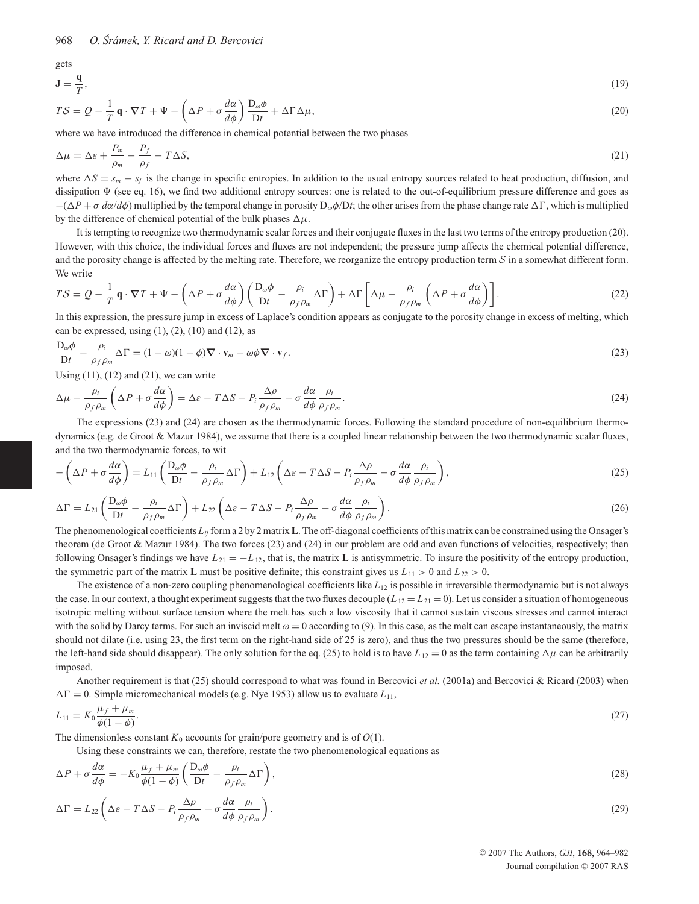gets

$$\mathbf{J} = \frac{\mathbf{q}}{T}, \tag{19}$$

$$T\mathcal{S} = Q - \frac{1}{T}\,\mathbf{q}\cdot\boldsymbol{\nabla}T + \Psi - \left(\Delta P + \sigma\frac{d\alpha}{d\phi}\right)\frac{\mathrm{D}_\omega\phi}{\mathrm{D}t} + \Delta\Gamma\,\Delta\mu, \tag{20}$$

where we have introduced the difference in chemical potential between the two phases

$$\Delta\mu = \Delta\varepsilon + \frac{P_m}{\rho_m} - \frac{P_f}{\rho_f} - T\Delta S, \tag{21}$$

where $\Delta S = s_m - s_f$ is the change in specific entropies. In addition to the usual entropy sources related to heat production, diffusion, and dissipation $\Psi$ (see eq. 16), we find two additional entropy sources: one is related to the out-of-equilibrium pressure difference and goes as $-(\Delta P + \sigma\, d\alpha/d\phi)$ multiplied by the temporal change in porosity $\mathrm{D}_\omega\phi/\mathrm{D}t$; the other arises from the phase change rate $\Delta\Gamma$, which is multiplied by the difference of chemical potential of the bulk phases $\Delta\mu$.

It is tempting to recognize two thermodynamic scalar forces and their conjugate fluxes in the last two terms of the entropy production (20). However, with this choice, the individual forces and fluxes are not independent; the pressure jump affects the chemical potential difference, and the porosity change is affected by the melting rate. Therefore, we reorganize the entropy production term $\mathcal{S}$ in a somewhat different form. We write

$$T\mathcal{S} = Q - \frac{1}{T}\,\mathbf{q}\cdot\boldsymbol{\nabla}T + \Psi - \left(\Delta P + \sigma\frac{d\alpha}{d\phi}\right)\left(\frac{\mathrm{D}_\omega\phi}{\mathrm{D}t} - \frac{\rho_i}{\rho_f\rho_m}\Delta\Gamma\right) + \Delta\Gamma\left[\Delta\mu - \frac{\rho_i}{\rho_f\rho_m}\left(\Delta P + \sigma\frac{d\alpha}{d\phi}\right)\right]. \tag{22}$$

In this expression, the pressure jump in excess of Laplace's condition appears as conjugate to the porosity change in excess of melting, which can be expressed, using (1), (2), (10) and (12), as

$$\frac{\mathrm{D}_\omega\phi}{\mathrm{D}t} - \frac{\rho_i}{\rho_f\rho_m}\Delta\Gamma = (1-\omega)(1-\phi)\boldsymbol{\nabla}\cdot\mathbf{v}_m - \omega\phi\boldsymbol{\nabla}\cdot\mathbf{v}_f. \tag{23}$$

Using (11), (12) and (21), we can write

$$\Delta\mu - \frac{\rho_i}{\rho_f\rho_m}\left(\Delta P + \sigma\frac{d\alpha}{d\phi}\right) = \Delta\varepsilon - T\Delta S - P_i\frac{\Delta\rho}{\rho_f\rho_m} - \sigma\frac{d\alpha}{d\phi}\frac{\rho_i}{\rho_f\rho_m}. \tag{24}$$

The expressions (23) and (24) are chosen as the thermodynamic forces. Following the standard procedure of non-equilibrium thermodynamics (e.g. de Groot & Mazur 1984), we assume that there is a coupled linear relationship between the two thermodynamic scalar fluxes, and the two thermodynamic forces, to wit

$$-\left(\Delta P + \sigma\frac{d\alpha}{d\phi}\right) = L_{11}\left(\frac{\mathrm{D}_\omega\phi}{\mathrm{D}t} - \frac{\rho_i}{\rho_f\rho_m}\Delta\Gamma\right) + L_{12}\left(\Delta\varepsilon - T\Delta S - P_i\frac{\Delta\rho}{\rho_f\rho_m} - \sigma\frac{d\alpha}{d\phi}\frac{\rho_i}{\rho_f\rho_m}\right), \tag{25}$$

$$\Delta\Gamma = L_{21}\left(\frac{\mathrm{D}_\omega\phi}{\mathrm{D}t} - \frac{\rho_i}{\rho_f\rho_m}\Delta\Gamma\right) + L_{22}\left(\Delta\varepsilon - T\Delta S - P_i\frac{\Delta\rho}{\rho_f\rho_m} - \sigma\frac{d\alpha}{d\phi}\frac{\rho_i}{\rho_f\rho_m}\right). \tag{26}$$

The phenomenological coefficients $L_{ij}$ form a 2 by 2 matrix $\mathbf{L}$. The off-diagonal coefficients of this matrix can be constrained using the Onsager's theorem (de Groot & Mazur 1984). The two forces (23) and (24) in our problem are odd and even functions of velocities, respectively; then following Onsager's findings we have $L_{21} = -L_{12}$, that is, the matrix $\mathbf{L}$ is antisymmetric. To insure the positivity of the entropy production, the symmetric part of the matrix $\mathbf{L}$ must be positive definite; this constraint gives us $L_{11} > 0$ and $L_{22} > 0$.

The existence of a non-zero coupling phenomenological coefficients like $L_{12}$ is possible in irreversible thermodynamic but is not always the case. In our context, a thought experiment suggests that the two fluxes decouple ($L_{12} = L_{21} = 0$). Let us consider a situation of homogeneous isotropic melting without surface tension where the melt has such a low viscosity that it cannot sustain viscous stresses and cannot interact with the solid by Darcy terms. For such an inviscid melt $\omega = 0$ according to (9). In this case, as the melt can escape instantaneously, the matrix should not dilate (i.e. using 23, the first term on the right-hand side of 25 is zero), and thus the two pressures should be the same (therefore, the left-hand side should disappear). The only solution for the eq. (25) to hold is to have $L_{12} = 0$ as the term containing $\Delta\mu$ can be arbitrarily imposed.

Another requirement is that (25) should correspond to what was found in Bercovici *et al.* (2001a) and Bercovici & Ricard (2003) when $\Delta\Gamma = 0$. Simple micromechanical models (e.g. Nye 1953) allow us to evaluate $L_{11}$,

$$L_{11} = K_0\frac{\mu_f + \mu_m}{\phi(1-\phi)}. \tag{27}$$

The dimensionless constant $K_0$ accounts for grain/pore geometry and is of $O(1)$.

Using these constraints we can, therefore, restate the two phenomenological equations as

$$\Delta P + \sigma\frac{d\alpha}{d\phi} = -K_0\frac{\mu_f + \mu_m}{\phi(1-\phi)}\left(\frac{\mathrm{D}_\omega\phi}{\mathrm{D}t} - \frac{\rho_i}{\rho_f\rho_m}\Delta\Gamma\right), \tag{28}$$

$$\Delta\Gamma = L_{22}\left(\Delta\varepsilon - T\Delta S - P_i\frac{\Delta\rho}{\rho_f\rho_m} - \sigma\frac{d\alpha}{d\phi}\frac{\rho_i}{\rho_f\rho_m}\right). \tag{29}$$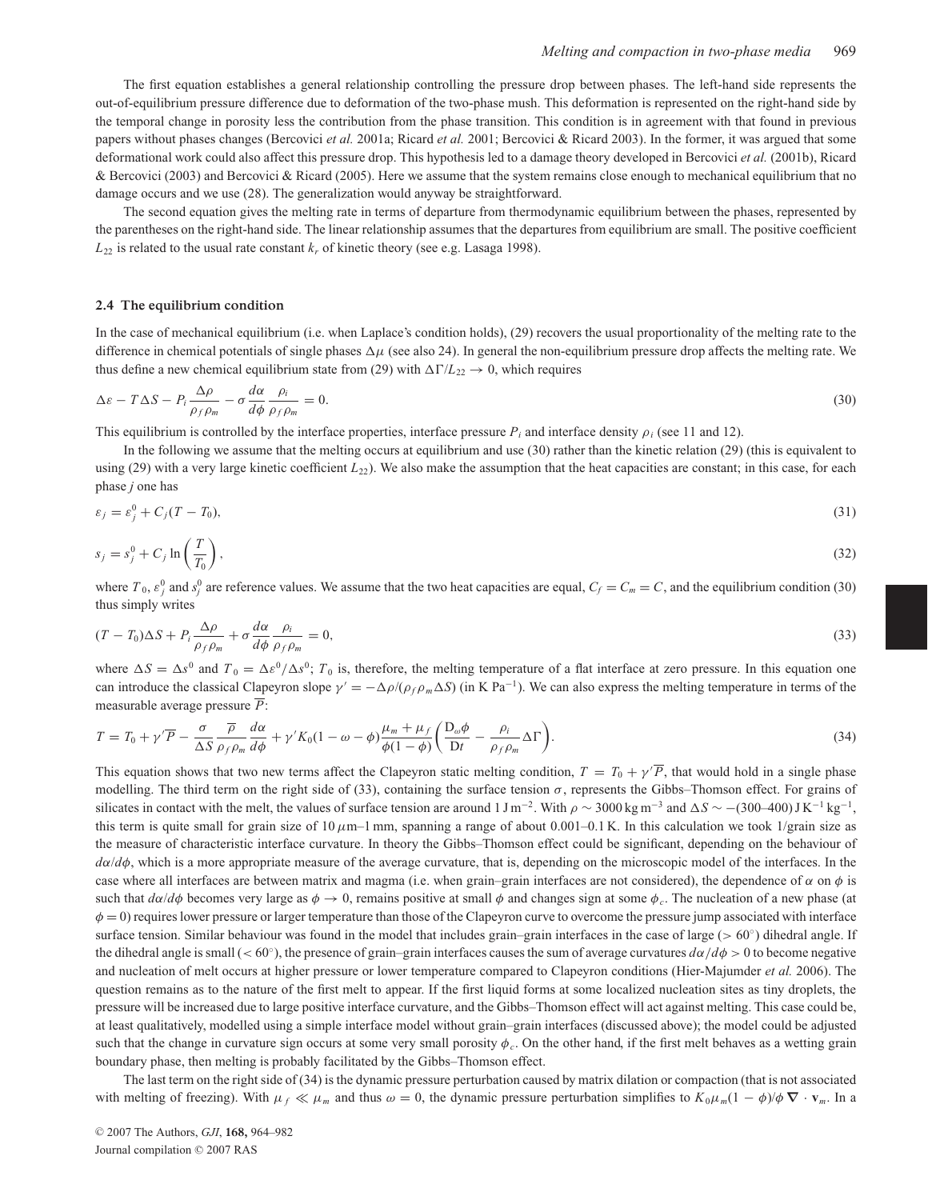The first equation establishes a general relationship controlling the pressure drop between phases. The left-hand side represents the out-of-equilibrium pressure difference due to deformation of the two-phase mush. This deformation is represented on the right-hand side by the temporal change in porosity less the contribution from the phase transition. This condition is in agreement with that found in previous papers without phases changes (Bercovici *et al.* 2001a; Ricard *et al.* 2001; Bercovici & Ricard 2003). In the former, it was argued that some deformational work could also affect this pressure drop. This hypothesis led to a damage theory developed in Bercovici *et al.* (2001b), Ricard & Bercovici (2003) and Bercovici & Ricard (2005). Here we assume that the system remains close enough to mechanical equilibrium that no damage occurs and we use (28). The generalization would anyway be straightforward.

The second equation gives the melting rate in terms of departure from thermodynamic equilibrium between the phases, represented by the parentheses on the right-hand side. The linear relationship assumes that the departures from equilibrium are small. The positive coefficient $L_{22}$ is related to the usual rate constant $k_r$ of kinetic theory (see e.g. Lasaga 1998).

### 2.4 The equilibrium condition

In the case of mechanical equilibrium (i.e. when Laplace's condition holds), (29) recovers the usual proportionality of the melting rate to the difference in chemical potentials of single phases $\Delta\mu$ (see also 24). In general the non-equilibrium pressure drop affects the melting rate. We thus define a new chemical equilibrium state from (29) with $\Delta\Gamma/L_{22} \rightarrow 0$, which requires

$$\Delta\varepsilon - T\Delta S - P_i \frac{\Delta\rho}{\rho_f \rho_m} - \sigma \frac{d\alpha}{d\phi}\frac{\rho_i}{\rho_f \rho_m} = 0. \tag{30}$$

This equilibrium is controlled by the interface properties, interface pressure $P_i$ and interface density $\rho_i$ (see 11 and 12).

In the following we assume that the melting occurs at equilibrium and use (30) rather than the kinetic relation (29) (this is equivalent to using (29) with a very large kinetic coefficient $L_{22}$). We also make the assumption that the heat capacities are constant; in this case, for each phase $j$ one has

$$\varepsilon_j = \varepsilon_j^0 + C_j(T - T_0), \tag{31}$$

$$s_j = s_j^0 + C_j \ln\left(\frac{T}{T_0}\right), \tag{32}$$

where $T_0$, $\varepsilon_j^0$ and $s_j^0$ are reference values. We assume that the two heat capacities are equal, $C_f = C_m = C$, and the equilibrium condition (30) thus simply writes

$$(T - T_0)\Delta S + P_i \frac{\Delta\rho}{\rho_f \rho_m} + \sigma \frac{d\alpha}{d\phi}\frac{\rho_i}{\rho_f \rho_m} = 0, \tag{33}$$

where $\Delta S = \Delta s^0$ and $T_0 = \Delta\varepsilon^0/\Delta s^0$; $T_0$ is, therefore, the melting temperature of a flat interface at zero pressure. In this equation one can introduce the classical Clapeyron slope $\gamma' = -\Delta\rho/(\rho_f \rho_m \Delta S)$ (in K $Pa^{-1}$). We can also express the melting temperature in terms of the measurable average pressure $\overline{P}$:

$$T = T_0 + \gamma'\overline{P} - \frac{\sigma}{\Delta S}\frac{\overline{\rho}}{\rho_f \rho_m}\frac{d\alpha}{d\phi} + \gamma' K_0(1 - \omega - \phi)\frac{\mu_m + \mu_f}{\phi(1-\phi)}\left(\frac{D_\omega \phi}{Dt} - \frac{\rho_i}{\rho_f \rho_m}\Delta\Gamma\right). \tag{34}$$

This equation shows that two new terms affect the Clapeyron static melting condition, $T = T_0 + \gamma'\overline{P}$, that would hold in a single phase modelling. The third term on the right side of (33), containing the surface tension $\sigma$, represents the Gibbs–Thomson effect. For grains of silicates in contact with the melt, the values of surface tension are around 1 J $m^{-2}$. With $\rho \sim 3000$ kg $m^{-3}$ and $\Delta S \sim -(300\text{–}400)$ J $K^{-1}$ $kg^{-1}$, this term is quite small for grain size of 10 $\mu$m–1 mm, spanning a range of about 0.001–0.1 K. In this calculation we took 1/grain size as the measure of characteristic interface curvature. In theory the Gibbs–Thomson effect could be significant, depending on the behaviour of $d\alpha/d\phi$, which is a more appropriate measure of the average curvature, that is, depending on the microscopic model of the interfaces. In the case where all interfaces are between matrix and magma (i.e. when grain–grain interfaces are not considered), the dependence of $\alpha$ on $\phi$ is such that $d\alpha/d\phi$ becomes very large as $\phi \rightarrow 0$, remains positive at small $\phi$ and changes sign at some $\phi_c$. The nucleation of a new phase (at $\phi = 0$) requires lower pressure or larger temperature than those of the Clapeyron curve to overcome the pressure jump associated with interface surface tension. Similar behaviour was found in the model that includes grain–grain interfaces in the case of large ($> 60°$) dihedral angle. If the dihedral angle is small ($< 60°$), the presence of grain–grain interfaces causes the sum of average curvatures $d\alpha/d\phi > 0$ to become negative and nucleation of melt occurs at higher pressure or lower temperature compared to Clapeyron conditions (Hier-Majumder *et al.* 2006). The question remains as to the nature of the first melt to appear. If the first liquid forms at some localized nucleation sites as tiny droplets, the pressure will be increased due to large positive interface curvature, and the Gibbs–Thomson effect will act against melting. This case could be, at least qualitatively, modelled using a simple interface model without grain–grain interfaces (discussed above); the model could be adjusted such that the change in curvature sign occurs at some very small porosity $\phi_c$. On the other hand, if the first melt behaves as a wetting grain boundary phase, then melting is probably facilitated by the Gibbs–Thomson effect.

The last term on the right side of (34) is the dynamic pressure perturbation caused by matrix dilation or compaction (that is not associated with melting of freezing). With $\mu_f \ll \mu_m$ and thus $\omega = 0$, the dynamic pressure perturbation simplifies to $K_0\mu_m(1 - \phi)/\phi\, \nabla \cdot \mathbf{v}_m$. In a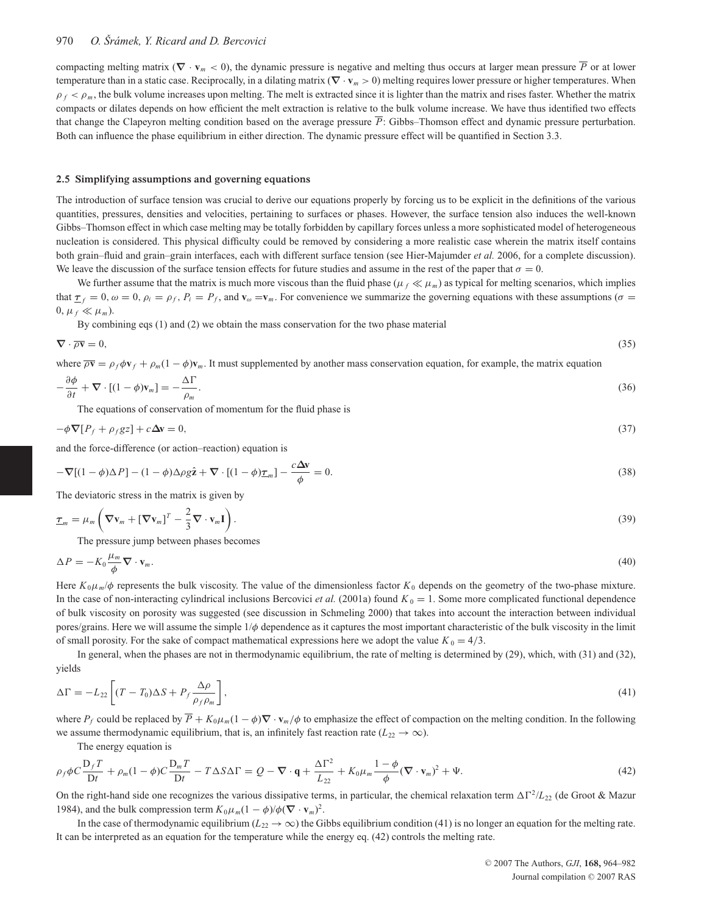compacting melting matrix ($\nabla \cdot \mathbf{v}_m < 0$), the dynamic pressure is negative and melting thus occurs at larger mean pressure $\overline{P}$ or at lower temperature than in a static case. Reciprocally, in a dilating matrix ($\nabla \cdot \mathbf{v}_m > 0$) melting requires lower pressure or higher temperatures. When $\rho_f < \rho_m$, the bulk volume increases upon melting. The melt is extracted since it is lighter than the matrix and rises faster. Whether the matrix compacts or dilates depends on how efficient the melt extraction is relative to the bulk volume increase. We have thus identified two effects that change the Clapeyron melting condition based on the average pressure $\overline{P}$: Gibbs–Thomson effect and dynamic pressure perturbation. Both can influence the phase equilibrium in either direction. The dynamic pressure effect will be quantified in Section 3.3.

### 2.5 Simplifying assumptions and governing equations

The introduction of surface tension was crucial to derive our equations properly by forcing us to be explicit in the definitions of the various quantities, pressures, densities and velocities, pertaining to surfaces or phases. However, the surface tension also induces the well-known Gibbs–Thomson effect in which case melting may be totally forbidden by capillary forces unless a more sophisticated model of heterogeneous nucleation is considered. This physical difficulty could be removed by considering a more realistic case wherein the matrix itself contains both grain–fluid and grain–grain interfaces, each with different surface tension (see Hier-Majumder *et al.* 2006, for a complete discussion). We leave the discussion of the surface tension effects for future studies and assume in the rest of the paper that $\sigma = 0$.

We further assume that the matrix is much more viscous than the fluid phase ($\mu_f \ll \mu_m$) as typical for melting scenarios, which implies that $\underline{\tau}_f = 0$, $\omega = 0$, $\rho_i = \rho_f$, $P_i = P_f$, and $\mathbf{v}_\omega = \mathbf{v}_m$. For convenience we summarize the governing equations with these assumptions ($\sigma = 0$, $\mu_f \ll \mu_m$).

By combining eqs (1) and (2) we obtain the mass conservation for the two phase material

$$\nabla \cdot \overline{\rho \mathbf{v}} = 0, \tag{35}$$

where $\overline{\rho \mathbf{v}} = \rho_f \phi \mathbf{v}_f + \rho_m (1-\phi)\mathbf{v}_m$. It must supplemented by another mass conservation equation, for example, the matrix equation

$$-\frac{\partial \phi}{\partial t} + \nabla \cdot [(1-\phi)\mathbf{v}_m] = -\frac{\Delta\Gamma}{\rho_m}. \tag{36}$$

The equations of conservation of momentum for the fluid phase is

$$-\phi \nabla [P_f + \rho_f g z] + c\boldsymbol{\Delta}\mathbf{v} = 0, \tag{37}$$

and the force-difference (or action–reaction) equation is

$$-\nabla[(1-\phi)\Delta P] - (1-\phi)\Delta\rho g \hat{\mathbf{z}} + \nabla \cdot [(1-\phi)\underline{\tau}_m] - \frac{c\boldsymbol{\Delta}\mathbf{v}}{\phi} = 0. \tag{38}$$

The deviatoric stress in the matrix is given by

$$\underline{\tau}_m = \mu_m \left( \nabla \mathbf{v}_m + [\nabla \mathbf{v}_m]^T - \frac{2}{3} \nabla \cdot \mathbf{v}_m \mathbf{I} \right). \tag{39}$$

The pressure jump between phases becomes

$$\Delta P = -K_0 \frac{\mu_m}{\phi} \nabla \cdot \mathbf{v}_m. \tag{40}$$

Here $K_0 \mu_m / \phi$ represents the bulk viscosity. The value of the dimensionless factor $K_0$ depends on the geometry of the two-phase mixture. In the case of non-interacting cylindrical inclusions Bercovici *et al.* (2001a) found $K_0 = 1$. Some more complicated functional dependence of bulk viscosity on porosity was suggested (see discussion in Schmeling 2000) that takes into account the interaction between individual pores/grains. Here we will assume the simple $1/\phi$ dependence as it captures the most important characteristic of the bulk viscosity in the limit of small porosity. For the sake of compact mathematical expressions here we adopt the value $K_0 = 4/3$.

In general, when the phases are not in thermodynamic equilibrium, the rate of melting is determined by (29), which, with (31) and (32), yields

$$\Delta\Gamma = -L_{22} \left[ (T - T_0)\Delta S + P_f \frac{\Delta\rho}{\rho_f \rho_m} \right], \tag{41}$$

where $P_f$ could be replaced by $\overline{P} + K_0 \mu_m (1-\phi) \nabla \cdot \mathbf{v}_m / \phi$ to emphasize the effect of compaction on the melting condition. In the following we assume thermodynamic equilibrium, that is, an infinitely fast reaction rate ($L_{22} \rightarrow \infty$).

The energy equation is

$$\rho_f \phi C \frac{\mathrm{D}_f T}{\mathrm{D}t} + \rho_m (1-\phi) C \frac{\mathrm{D}_m T}{\mathrm{D}t} - T \Delta S \Delta\Gamma = Q - \nabla \cdot \mathbf{q} + \frac{\Delta\Gamma^2}{L_{22}} + K_0 \mu_m \frac{1-\phi}{\phi} (\nabla \cdot \mathbf{v}_m)^2 + \Psi. \tag{42}$$

On the right-hand side one recognizes the various dissipative terms, in particular, the chemical relaxation term $\Delta\Gamma^2/L_{22}$ (de Groot & Mazur 1984), and the bulk compression term $K_0 \mu_m (1-\phi)/\phi (\nabla \cdot \mathbf{v}_m)^2$.

In the case of thermodynamic equilibrium ($L_{22} \rightarrow \infty$) the Gibbs equilibrium condition (41) is no longer an equation for the melting rate. It can be interpreted as an equation for the temperature while the energy eq. (42) controls the melting rate.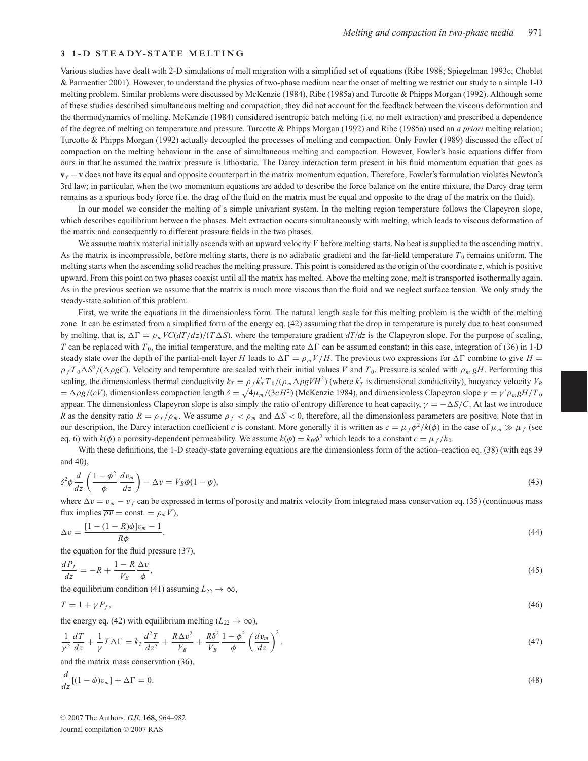## 3 1-D STEADY-STATE MELTING

Various studies have dealt with 2-D simulations of melt migration with a simplified set of equations (Ribe 1988; Spiegelman 1993c; Choblet & Parmentier 2001). However, to understand the physics of two-phase medium near the onset of melting we restrict our study to a simple 1-D melting problem. Similar problems were discussed by McKenzie (1984), Ribe (1985a) and Turcotte & Phipps Morgan (1992). Although some of these studies described simultaneous melting and compaction, they did not account for the feedback between the viscous deformation and the thermodynamics of melting. McKenzie (1984) considered isentropic batch melting (i.e. no melt extraction) and prescribed a dependence of the degree of melting on temperature and pressure. Turcotte & Phipps Morgan (1992) and Ribe (1985a) used an *a priori* melting relation; Turcotte & Phipps Morgan (1992) actually decoupled the processes of melting and compaction. Only Fowler (1989) discussed the effect of compaction on the melting behaviour in the case of simultaneous melting and compaction. However, Fowler's basic equations differ from ours in that he assumed the matrix pressure is lithostatic. The Darcy interaction term present in his fluid momentum equation that goes as $\mathbf{v}_f - \overline{\mathbf{v}}$ does not have its equal and opposite counterpart in the matrix momentum equation. Therefore, Fowler's formulation violates Newton's 3rd law; in particular, when the two momentum equations are added to describe the force balance on the entire mixture, the Darcy drag term remains as a spurious body force (i.e. the drag of the fluid on the matrix must be equal and opposite to the drag of the matrix on the fluid).

In our model we consider the melting of a simple univariant system. In the melting region temperature follows the Clapeyron slope, which describes equilibrium between the phases. Melt extraction occurs simultaneously with melting, which leads to viscous deformation of the matrix and consequently to different pressure fields in the two phases.

We assume matrix material initially ascends with an upward velocity $V$ before melting starts. No heat is supplied to the ascending matrix. As the matrix is incompressible, before melting starts, there is no adiabatic gradient and the far-field temperature $T_0$ remains uniform. The melting starts when the ascending solid reaches the melting pressure. This point is considered as the origin of the coordinate $z$, which is positive upward. From this point on two phases coexist until all the matrix has melted. Above the melting zone, melt is transported isothermally again. As in the previous section we assume that the matrix is much more viscous than the fluid and we neglect surface tension. We only study the steady-state solution of this problem.

First, we write the equations in the dimensionless form. The natural length scale for this melting problem is the width of the melting zone. It can be estimated from a simplified form of the energy eq. (42) assuming that the drop in temperature is purely due to heat consumed by melting, that is, $\Delta\Gamma = \rho_m VC(dT/dz)/(T\Delta S)$, where the temperature gradient $dT/dz$ is the Clapeyron slope. For the purpose of scaling, $T$ can be replaced with $T_0$, the initial temperature, and the melting rate $\Delta\Gamma$ can be assumed constant; in this case, integration of (36) in 1-D steady state over the depth of the partial-melt layer $H$ leads to $\Delta\Gamma = \rho_m V/H$. The previous two expressions for $\Delta\Gamma$ combine to give $H = \rho_f T_0 \Delta S^2/(\Delta\rho g C)$. Velocity and temperature are scaled with their initial values $V$ and $T_0$. Pressure is scaled with $\rho_m gH$. Performing this scaling, the dimensionless thermal conductivity $k_T = \rho_f k'_T T_0/(\rho_m \Delta\rho g V H^2)$ (where $k'_T$ is dimensional conductivity), buoyancy velocity $V_B = \Delta\rho g/(cV)$, dimensionless compaction length $\delta = \sqrt{4\mu_m/(3cH^2)}$ (McKenzie 1984), and dimensionless Clapeyron slope $\gamma = \gamma' \rho_m g H/T_0$ appear. The dimensionless Clapeyron slope is also simply the ratio of entropy difference to heat capacity, $\gamma = -\Delta S/C$. At last we introduce $R$ as the density ratio $R = \rho_f/\rho_m$. We assume $\rho_f < \rho_m$ and $\Delta S < 0$, therefore, all the dimensionless parameters are positive. Note that in our description, the Darcy interaction coefficient $c$ is constant. More generally it is written as $c = \mu_f \phi^2/k(\phi)$ in the case of $\mu_m \gg \mu_f$ (see eq. 6) with $k(\phi)$ a porosity-dependent permeability. We assume $k(\phi) = k_0\phi^2$ which leads to a constant $c = \mu_f/k_0$.

With these definitions, the 1-D steady-state governing equations are the dimensionless form of the action–reaction eq. (38) (with eqs 39 and 40),

$$\delta^2\phi \frac{d}{dz}\left(\frac{1-\phi^2}{\phi}\frac{dv_m}{dz}\right) - \Delta v = V_B\phi(1-\phi), \tag{43}$$

where $\Delta v = v_m - v_f$ can be expressed in terms of porosity and matrix velocity from integrated mass conservation eq. (35) (continuous mass flux implies $\overline{\rho v} = \text{const.} = \rho_m V$),

$$\Delta v = \frac{[1-(1-R)\phi]v_m - 1}{R\phi}, \tag{44}$$

the equation for the fluid pressure (37),

$$\frac{dP_f}{dz} = -R + \frac{1-R}{V_B}\frac{\Delta v}{\phi}, \tag{45}$$

the equilibrium condition (41) assuming $L_{22} \to \infty$,

$$T = 1 + \gamma P_f, \tag{46}$$

the energy eq. (42) with equilibrium melting ($L_{22} \to \infty$),

$$\frac{1}{\gamma^2}\frac{dT}{dz} + \frac{1}{\gamma}T\Delta\Gamma = k_T\frac{d^2T}{dz^2} + \frac{R\Delta v^2}{V_B} + \frac{R\delta^2}{V_B}\frac{1-\phi^2}{\phi}\left(\frac{dv_m}{dz}\right)^2, \tag{47}$$

and the matrix mass conservation (36),

$$\frac{d}{dz}[(1-\phi)v_m] + \Delta\Gamma = 0. \tag{48}$$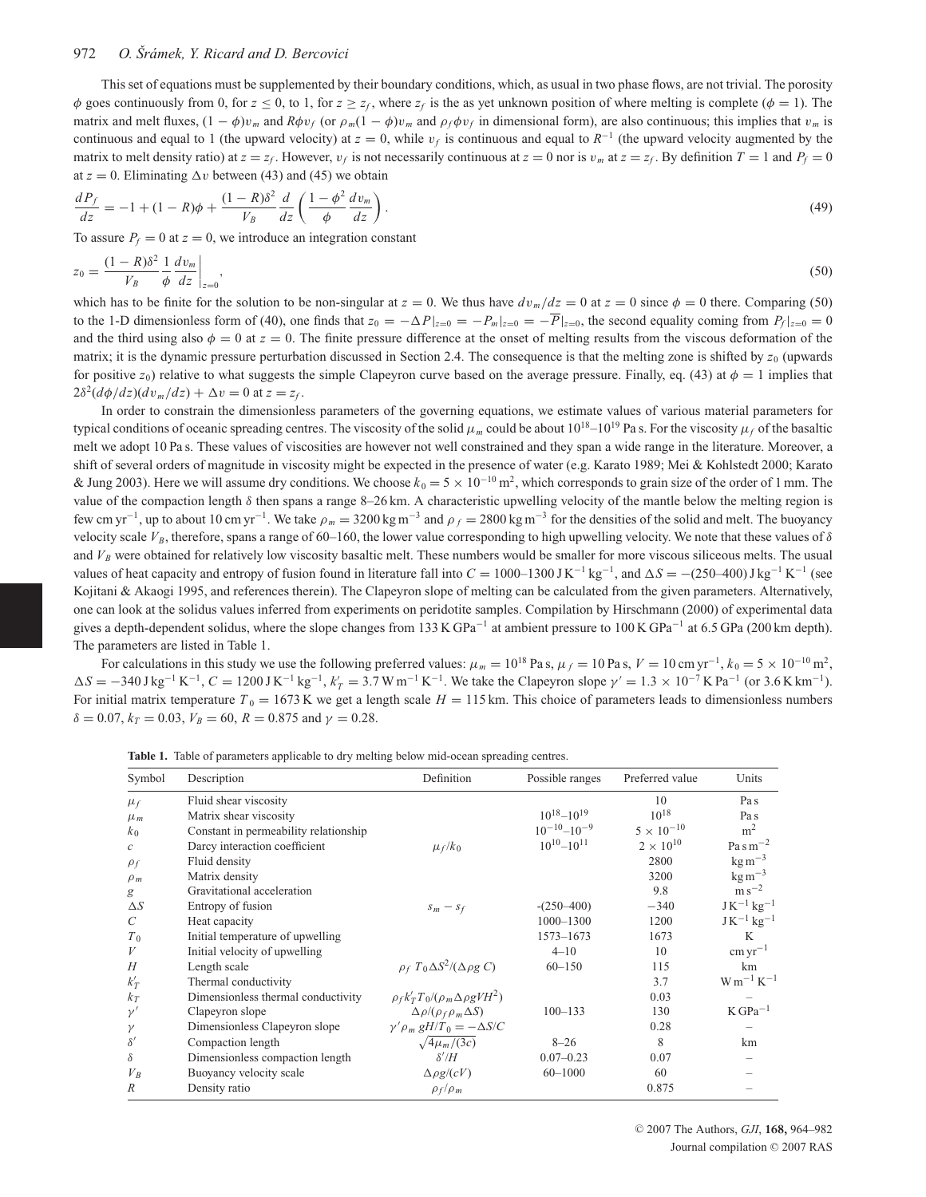This set of equations must be supplemented by their boundary conditions, which, as usual in two phase flows, are not trivial. The porosity $\phi$ goes continuously from 0, for $z \leq 0$, to 1, for $z \geq z_f$, where $z_f$ is the as yet unknown position of where melting is complete ($\phi = 1$). The matrix and melt fluxes, $(1-\phi)v_m$ and $R\phi v_f$ (or $\rho_m(1-\phi)v_m$ and $\rho_f \phi v_f$ in dimensional form), are also continuous; this implies that $v_m$ is continuous and equal to 1 (the upward velocity) at $z = 0$, while $v_f$ is continuous and equal to $R^{-1}$ (the upward velocity augmented by the matrix to melt density ratio) at $z = z_f$. However, $v_f$ is not necessarily continuous at $z = 0$ nor is $v_m$ at $z = z_f$. By definition $T = 1$ and $P_f = 0$ at $z = 0$. Eliminating $\Delta v$ between (43) and (45) we obtain

$$\frac{dP_f}{dz} = -1 + (1-R)\phi + \frac{(1-R)\delta^2}{V_B}\frac{d}{dz}\left(\frac{1-\phi^2}{\phi}\frac{dv_m}{dz}\right). \tag{49}$$

To assure $P_f = 0$ at $z = 0$, we introduce an integration constant

$$z_0 = \frac{(1-R)\delta^2}{V_B}\frac{1}{\phi}\frac{dv_m}{dz}\bigg|_{z=0}, \tag{50}$$

which has to be finite for the solution to be non-singular at $z = 0$. We thus have $dv_m/dz = 0$ at $z = 0$ since $\phi = 0$ there. Comparing (50) to the 1-D dimensionless form of (40), one finds that $z_0 = -\Delta P|_{z=0} = -P_m|_{z=0} = -\overline{P}|_{z=0}$, the second equality coming from $P_f|_{z=0} = 0$ and the third using also $\phi = 0$ at $z = 0$. The finite pressure difference at the onset of melting results from the viscous deformation of the matrix; it is the dynamic pressure perturbation discussed in Section 2.4. The consequence is that the melting zone is shifted by $z_0$ (upwards for positive $z_0$) relative to what suggests the simple Clapeyron curve based on the average pressure. Finally, eq. (43) at $\phi = 1$ implies that $2\delta^2(d\phi/dz)(dv_m/dz) + \Delta v = 0$ at $z = z_f$.

In order to constrain the dimensionless parameters of the governing equations, we estimate values of various material parameters for typical conditions of oceanic spreading centres. The viscosity of the solid $\mu_m$ could be about $10^{18}$–$10^{19}$ Pa s. For the viscosity $\mu_f$ of the basaltic melt we adopt 10 Pa s. These values of viscosities are however not well constrained and they span a wide range in the literature. Moreover, a shift of several orders of magnitude in viscosity might be expected in the presence of water (e.g. Karato 1989; Mei & Kohlstedt 2000; Karato & Jung 2003). Here we will assume dry conditions. We choose $k_0 = 5 \times 10^{-10}\,\mathrm{m}^2$, which corresponds to grain size of the order of 1 mm. The value of the compaction length $\delta$ then spans a range 8–26 km. A characteristic upwelling velocity of the mantle below the melting region is few cm $\mathrm{yr}^{-1}$, up to about 10 cm $\mathrm{yr}^{-1}$. We take $\rho_m = 3200\,\mathrm{kg\,m^{-3}}$ and $\rho_f = 2800\,\mathrm{kg\,m^{-3}}$ for the densities of the solid and melt. The buoyancy velocity scale $V_B$, therefore, spans a range of 60–160, the lower value corresponding to high upwelling velocity. We note that these values of $\delta$ and $V_B$ were obtained for relatively low viscosity basaltic melt. These numbers would be smaller for more viscous siliceous melts. The usual values of heat capacity and entropy of fusion found in literature fall into $C = 1000$–$1300\,\mathrm{J\,K^{-1}\,kg^{-1}}$, and $\Delta S = -(250$–$400)\,\mathrm{J\,kg^{-1}\,K^{-1}}$ (see Kojitani & Akaogi 1995, and references therein). The Clapeyron slope of melting can be calculated from the given parameters. Alternatively, one can look at the solidus values inferred from experiments on peridotite samples. Compilation by Hirschmann (2000) of experimental data gives a depth-dependent solidus, where the slope changes from $133\,\mathrm{K\,GPa^{-1}}$ at ambient pressure to $100\,\mathrm{K\,GPa^{-1}}$ at 6.5 GPa (200 km depth). The parameters are listed in Table 1.

For calculations in this study we use the following preferred values: $\mu_m = 10^{18}$ Pa s, $\mu_f = 10$ Pa s, $V = 10\,\mathrm{cm\,yr^{-1}}$, $k_0 = 5 \times 10^{-10}\,\mathrm{m}^2$, $\Delta S = -340\,\mathrm{J\,kg^{-1}\,K^{-1}}$, $C = 1200\,\mathrm{J\,K^{-1}\,kg^{-1}}$, $k'_T = 3.7\,\mathrm{W\,m^{-1}\,K^{-1}}$. We take the Clapeyron slope $\gamma' = 1.3 \times 10^{-7}\,\mathrm{K\,Pa^{-1}}$ (or $3.6\,\mathrm{K\,km^{-1}}$). For initial matrix temperature $T_0 = 1673$ K we get a length scale $H = 115$ km. This choice of parameters leads to dimensionless numbers $\delta = 0.07$, $k_T = 0.03$, $V_B = 60$, $R = 0.875$ and $\gamma = 0.28$.

**Table 1.** Table of parameters applicable to dry melting below mid-ocean spreading centres.

| Symbol | Description | Definition | Possible ranges | Preferred value | Units |
|---|---|---|---|---|---|
| $\mu_f$ | Fluid shear viscosity | | | 10 | Pa s |
| $\mu_m$ | Matrix shear viscosity | | $10^{18}$–$10^{19}$ | $10^{18}$ | Pa s |
| $k_0$ | Constant in permeability relationship | | $10^{-10}$–$10^{-9}$ | $5 \times 10^{-10}$ | $\mathrm{m}^2$ |
| $c$ | Darcy interaction coefficient | $\mu_f/k_0$ | $10^{10}$–$10^{11}$ | $2 \times 10^{10}$ | $\mathrm{Pa\,s\,m^{-2}}$ |
| $\rho_f$ | Fluid density | | | 2800 | $\mathrm{kg\,m^{-3}}$ |
| $\rho_m$ | Matrix density | | | 3200 | $\mathrm{kg\,m^{-3}}$ |
| $g$ | Gravitational acceleration | | | 9.8 | $\mathrm{m\,s^{-2}}$ |
| $\Delta S$ | Entropy of fusion | $s_m - s_f$ | -(250–400) | $-340$ | $\mathrm{J\,K^{-1}\,kg^{-1}}$ |
| $C$ | Heat capacity | | 1000–1300 | 1200 | $\mathrm{J\,K^{-1}\,kg^{-1}}$ |
| $T_0$ | Initial temperature of upwelling | | 1573–1673 | 1673 | K |
| $V$ | Initial velocity of upwelling | | 4–10 | 10 | $\mathrm{cm\,yr^{-1}}$ |
| $H$ | Length scale | $\rho_f T_0 \Delta S^2/(\Delta\rho g C)$ | 60–150 | 115 | km |
| $k'_T$ | Thermal conductivity | | | 3.7 | $\mathrm{W\,m^{-1}\,K^{-1}}$ |
| $k_T$ | Dimensionless thermal conductivity | $\rho_f k'_T T_0/(\rho_m \Delta\rho g V H^2)$ | | 0.03 | – |
| $\gamma'$ | Clapeyron slope | $\Delta\rho/(\rho_f \rho_m \Delta S)$ | 100–133 | 130 | $\mathrm{K\,GPa^{-1}}$ |
| $\gamma$ | Dimensionless Clapeyron slope | $\gamma' \rho_m g H/T_0 = -\Delta S/C$ | | 0.28 | – |
| $\delta'$ | Compaction length | $\sqrt{4\mu_m/(3c)}$ | 8–26 | 8 | km |
| $\delta$ | Dimensionless compaction length | $\delta'/H$ | 0.07–0.23 | 0.07 | – |
| $V_B$ | Buoyancy velocity scale | $\Delta\rho g/(cV)$ | 60–1000 | 60 | – |
| $R$ | Density ratio | $\rho_f/\rho_m$ | | 0.875 | – |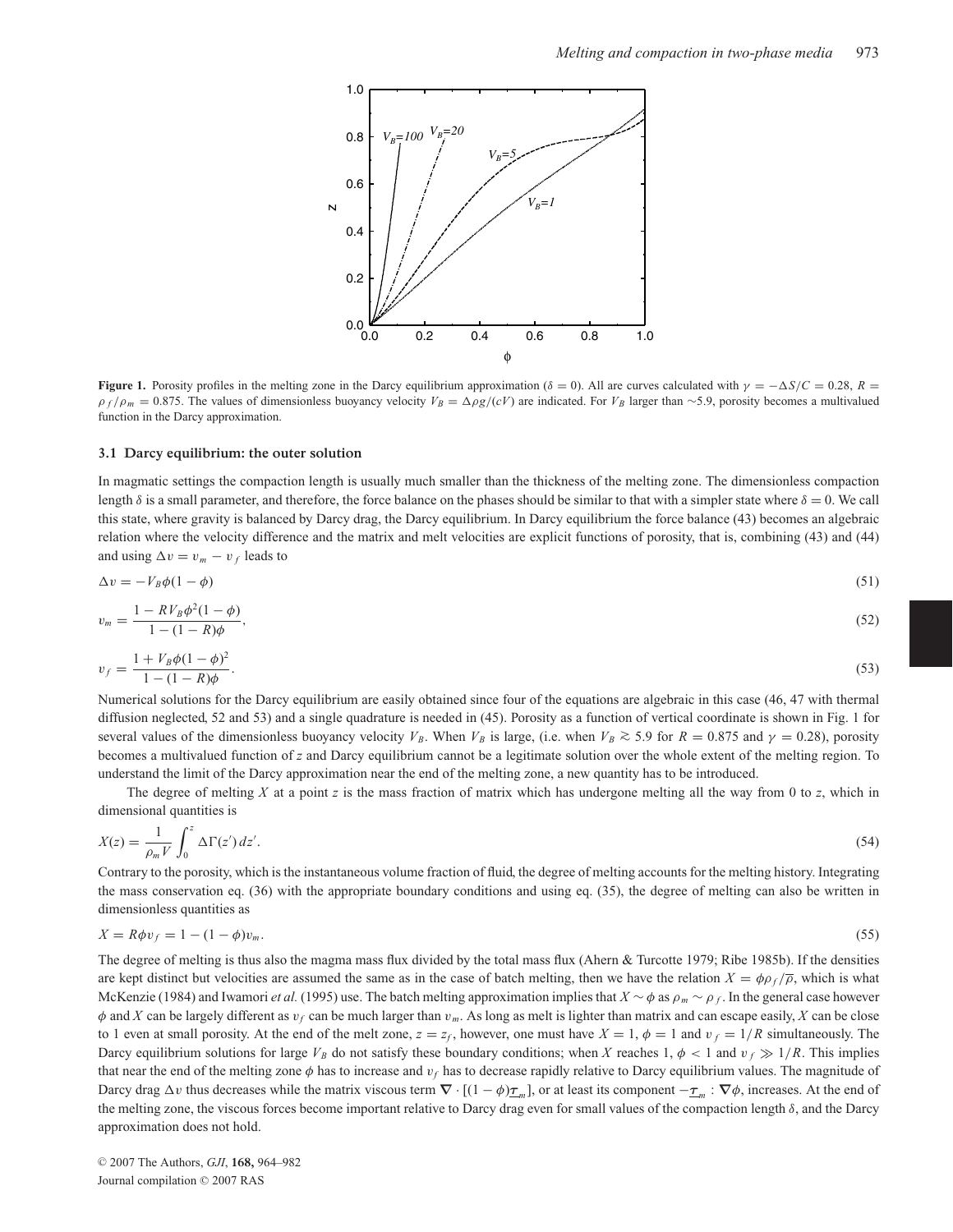**Figure 1.** Porosity profiles in the melting zone in the Darcy equilibrium approximation ($\delta = 0$). All are curves calculated with $\gamma = -\Delta S/C = 0.28$, $R = \rho_f/\rho_m = 0.875$. The values of dimensionless buoyancy velocity $V_B = \Delta\rho g/(cV)$ are indicated. For $V_B$ larger than ~5.9, porosity becomes a multivalued function in the Darcy approximation.

### 3.1 Darcy equilibrium: the outer solution

In magmatic settings the compaction length is usually much smaller than the thickness of the melting zone. The dimensionless compaction length $\delta$ is a small parameter, and therefore, the force balance on the phases should be similar to that with a simpler state where $\delta = 0$. We call this state, where gravity is balanced by Darcy drag, the Darcy equilibrium. In Darcy equilibrium the force balance (43) becomes an algebraic relation where the velocity difference and the matrix and melt velocities are explicit functions of porosity, that is, combining (43) and (44) and using $\Delta v = v_m - v_f$ leads to

$$\Delta v = -V_B\phi(1-\phi) \tag{51}$$

$$v_m = \frac{1 - RV_B\phi^2(1-\phi)}{1-(1-R)\phi}, \tag{52}$$

$$v_f = \frac{1 + V_B\phi(1-\phi)^2}{1-(1-R)\phi}. \tag{53}$$

Numerical solutions for the Darcy equilibrium are easily obtained since four of the equations are algebraic in this case (46, 47 with thermal diffusion neglected, 52 and 53) and a single quadrature is needed in (45). Porosity as a function of vertical coordinate is shown in Fig. 1 for several values of the dimensionless buoyancy velocity $V_B$. When $V_B$ is large, (i.e. when $V_B \gtrsim 5.9$ for $R = 0.875$ and $\gamma = 0.28$), porosity becomes a multivalued function of $z$ and Darcy equilibrium cannot be a legitimate solution over the whole extent of the melting region. To understand the limit of the Darcy approximation near the end of the melting zone, a new quantity has to be introduced.

The degree of melting $X$ at a point $z$ is the mass fraction of matrix which has undergone melting all the way from 0 to $z$, which in dimensional quantities is

$$X(z) = \frac{1}{\rho_m V}\int_0^z \Delta\Gamma(z')\,dz'. \tag{54}$$

Contrary to the porosity, which is the instantaneous volume fraction of fluid, the degree of melting accounts for the melting history. Integrating the mass conservation eq. (36) with the appropriate boundary conditions and using eq. (35), the degree of melting can also be written in dimensionless quantities as

$$X = R\phi v_f = 1 - (1-\phi)v_m. \tag{55}$$

The degree of melting is thus also the magma mass flux divided by the total mass flux (Ahern & Turcotte 1979; Ribe 1985b). If the densities are kept distinct but velocities are assumed the same as in the case of batch melting, then we have the relation $X = \phi\rho_f/\overline{\rho}$, which is what McKenzie (1984) and Iwamori *et al.* (1995) use. The batch melting approximation implies that $X \sim \phi$ as $\rho_m \sim \rho_f$. In the general case however $\phi$ and $X$ can be largely different as $v_f$ can be much larger than $v_m$. As long as melt is lighter than matrix and can escape easily, $X$ can be close to 1 even at small porosity. At the end of the melt zone, $z = z_f$, however, one must have $X = 1$, $\phi = 1$ and $v_f = 1/R$ simultaneously. The Darcy equilibrium solutions for large $V_B$ do not satisfy these boundary conditions; when $X$ reaches 1, $\phi < 1$ and $v_f \gg 1/R$. This implies that near the end of the melting zone $\phi$ has to increase and $v_f$ has to decrease rapidly relative to Darcy equilibrium values. The magnitude of Darcy drag $\Delta v$ thus decreases while the matrix viscous term $\nabla \cdot [(1-\phi)\underline{\tau}_m]$, or at least its component $-\underline{\tau}_m : \nabla\phi$, increases. At the end of the melting zone, the viscous forces become important relative to Darcy drag even for small values of the compaction length $\delta$, and the Darcy approximation does not hold.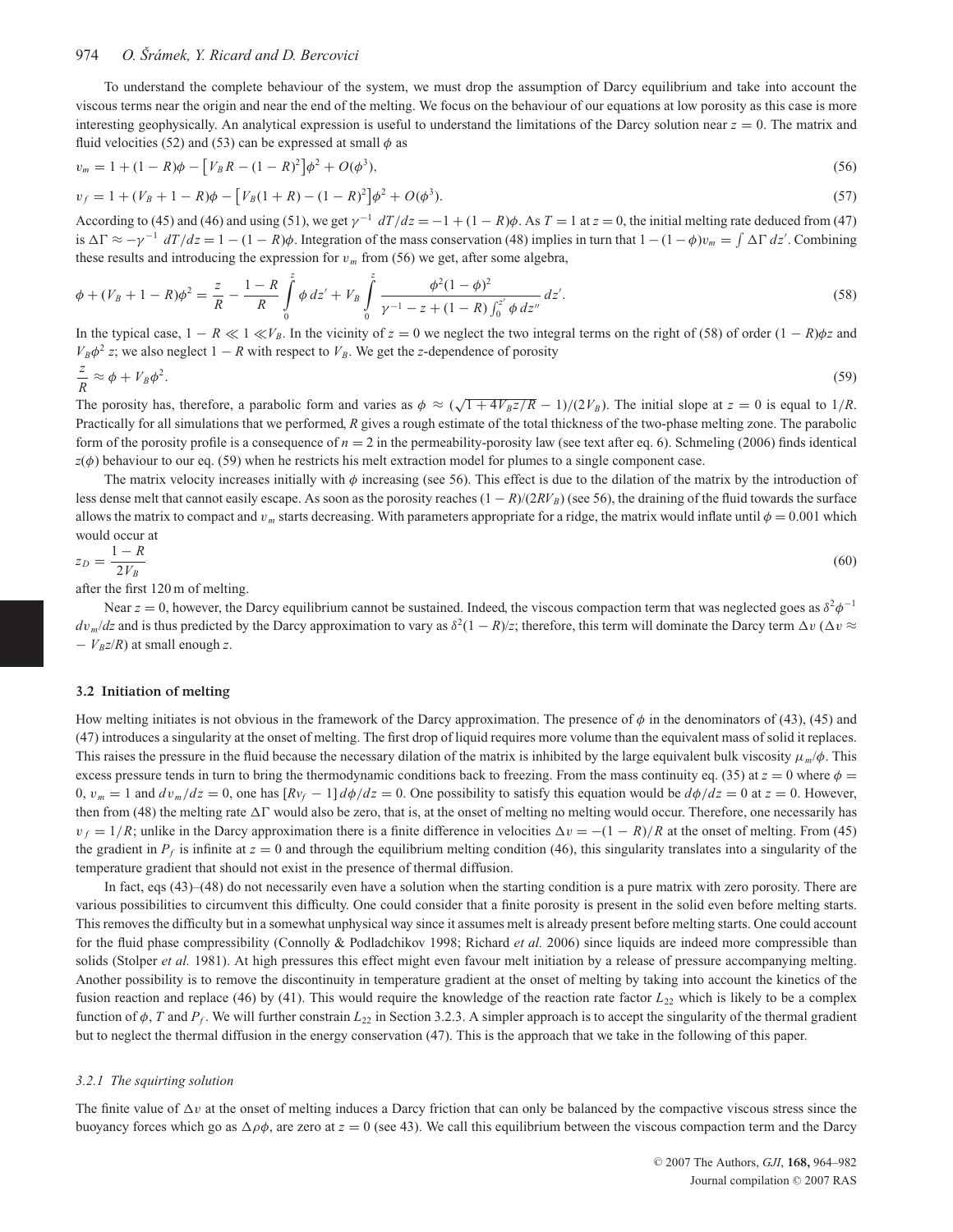To understand the complete behaviour of the system, we must drop the assumption of Darcy equilibrium and take into account the viscous terms near the origin and near the end of the melting. We focus on the behaviour of our equations at low porosity as this case is more interesting geophysically. An analytical expression is useful to understand the limitations of the Darcy solution near $z = 0$. The matrix and fluid velocities (52) and (53) can be expressed at small $\phi$ as

$$v_m = 1 + (1 - R)\phi - \left[V_B R - (1 - R)^2\right]\phi^2 + O(\phi^3), \tag{56}$$

$$v_f = 1 + (V_B + 1 - R)\phi - \left[V_B(1 + R) - (1 - R)^2\right]\phi^2 + O(\phi^3). \tag{57}$$

According to (45) and (46) and using (51), we get $\gamma^{-1}\ dT/dz = -1 + (1 - R)\phi$. As $T = 1$ at $z = 0$, the initial melting rate deduced from (47) is $\Delta\Gamma \approx -\gamma^{-1}\ dT/dz = 1 - (1 - R)\phi$. Integration of the mass conservation (48) implies in turn that $1 - (1 - \phi)v_m = \int \Delta\Gamma\, dz'$. Combining these results and introducing the expression for $v_m$ from (56) we get, after some algebra,

$$\phi + (V_B + 1 - R)\phi^2 = \frac{z}{R} - \frac{1 - R}{R}\int_0^z \phi\, dz' + V_B \int_0^z \frac{\phi^2(1 - \phi)^2}{\gamma^{-1} - z + (1 - R)\int_0^{z'} \phi\, dz''}\, dz'. \tag{58}$$

In the typical case, $1 - R \ll 1 \ll V_B$. In the vicinity of $z = 0$ we neglect the two integral terms on the right of (58) of order $(1 - R)\phi z$ and $V_B \phi^2 z$; we also neglect $1 - R$ with respect to $V_B$. We get the $z$-dependence of porosity

$$\frac{z}{R} \approx \phi + V_B \phi^2. \tag{59}$$

The porosity has, therefore, a parabolic form and varies as $\phi \approx (\sqrt{1 + 4V_B z/R} - 1)/(2V_B)$. The initial slope at $z = 0$ is equal to $1/R$. Practically for all simulations that we performed, $R$ gives a rough estimate of the total thickness of the two-phase melting zone. The parabolic form of the porosity profile is a consequence of $n = 2$ in the permeability-porosity law (see text after eq. 6). Schmeling (2006) finds identical $z(\phi)$ behaviour to our eq. (59) when he restricts his melt extraction model for plumes to a single component case.

The matrix velocity increases initially with $\phi$ increasing (see 56). This effect is due to the dilation of the matrix by the introduction of less dense melt that cannot easily escape. As soon as the porosity reaches $(1 - R)/(2RV_B)$ (see 56), the draining of the fluid towards the surface allows the matrix to compact and $v_m$ starts decreasing. With parameters appropriate for a ridge, the matrix would inflate until $\phi = 0.001$ which would occur at

$$z_D = \frac{1 - R}{2V_B} \tag{60}$$

after the first 120 m of melting.

Near $z = 0$, however, the Darcy equilibrium cannot be sustained. Indeed, the viscous compaction term that was neglected goes as $\delta^2\phi^{-1}\ dv_m/dz$ and is thus predicted by the Darcy approximation to vary as $\delta^2(1 - R)/z$; therefore, this term will dominate the Darcy term $\Delta v$ ($\Delta v \approx -V_B z/R$) at small enough $z$.

### 3.2 Initiation of melting

How melting initiates is not obvious in the framework of the Darcy approximation. The presence of $\phi$ in the denominators of (43), (45) and (47) introduces a singularity at the onset of melting. The first drop of liquid requires more volume than the equivalent mass of solid it replaces. This raises the pressure in the fluid because the necessary dilation of the matrix is inhibited by the large equivalent bulk viscosity $\mu_m/\phi$. This excess pressure tends in turn to bring the thermodynamic conditions back to freezing. From the mass continuity eq. (35) at $z = 0$ where $\phi = 0$, $v_m = 1$ and $dv_m/dz = 0$, one has $[Rv_f - 1]\, d\phi/dz = 0$. One possibility to satisfy this equation would be $d\phi/dz = 0$ at $z = 0$. However, then from (48) the melting rate $\Delta\Gamma$ would also be zero, that is, at the onset of melting no melting would occur. Therefore, one necessarily has $v_f = 1/R$; unlike in the Darcy approximation there is a finite difference in velocities $\Delta v = -(1 - R)/R$ at the onset of melting. From (45) the gradient in $P_f$ is infinite at $z = 0$ and through the equilibrium melting condition (46), this singularity translates into a singularity of the temperature gradient that should not exist in the presence of thermal diffusion.

In fact, eqs (43)–(48) do not necessarily even have a solution when the starting condition is a pure matrix with zero porosity. There are various possibilities to circumvent this difficulty. One could consider that a finite porosity is present in the solid even before melting starts. This removes the difficulty but in a somewhat unphysical way since it assumes melt is already present before melting starts. One could account for the fluid phase compressibility (Connolly & Podladchikov 1998; Richard *et al.* 2006) since liquids are indeed more compressible than solids (Stolper *et al.* 1981). At high pressures this effect might even favour melt initiation by a release of pressure accompanying melting. Another possibility is to remove the discontinuity in temperature gradient at the onset of melting by taking into account the kinetics of the fusion reaction and replace (46) by (41). This would require the knowledge of the reaction rate factor $L_{22}$ which is likely to be a complex function of $\phi$, $T$ and $P_f$. We will further constrain $L_{22}$ in Section 3.2.3. A simpler approach is to accept the singularity of the thermal gradient but to neglect the thermal diffusion in the energy conservation (47). This is the approach that we take in the following of this paper.

#### 3.2.1 The squirting solution

The finite value of $\Delta v$ at the onset of melting induces a Darcy friction that can only be balanced by the compactive viscous stress since the buoyancy forces which go as $\Delta\rho\phi$, are zero at $z = 0$ (see 43). We call this equilibrium between the viscous compaction term and the Darcy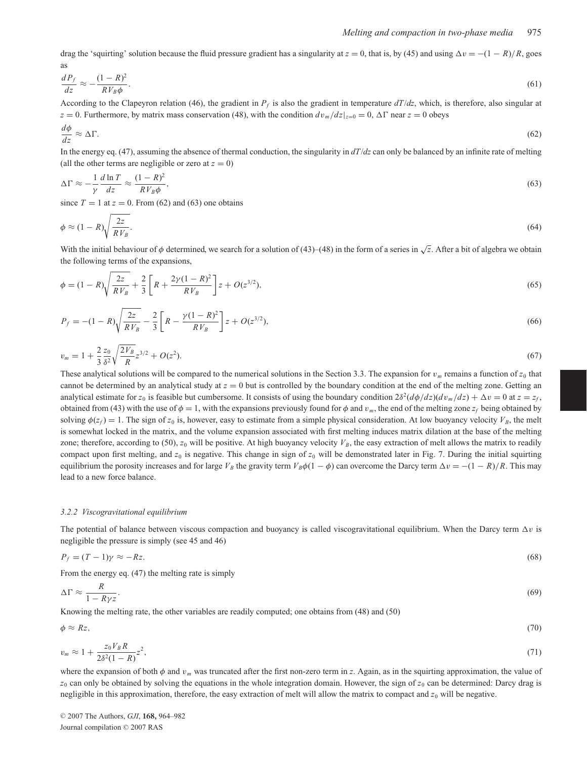drag the 'squirting' solution because the fluid pressure gradient has a singularity at $z = 0$, that is, by (45) and using $\Delta v = -(1 - R)/R$, goes as

$$\frac{dP_f}{dz} \approx -\frac{(1-R)^2}{RV_B\phi}. \tag{61}$$

According to the Clapeyron relation (46), the gradient in $P_f$ is also the gradient in temperature $dT/dz$, which, is therefore, also singular at $z = 0$. Furthermore, by matrix mass conservation (48), with the condition $dv_m/dz|_{z=0} = 0$, $\Delta\Gamma$ near $z = 0$ obeys

$$\frac{d\phi}{dz} \approx \Delta\Gamma. \tag{62}$$

In the energy eq. (47), assuming the absence of thermal conduction, the singularity in $dT/dz$ can only be balanced by an infinite rate of melting (all the other terms are negligible or zero at $z = 0$)

$$\Delta\Gamma \approx -\frac{1}{\gamma}\frac{d\ln T}{dz} \approx \frac{(1-R)^2}{RV_B\phi}, \tag{63}$$

since $T = 1$ at $z = 0$. From (62) and (63) one obtains

$$\phi \approx (1-R)\sqrt{\frac{2z}{RV_B}}. \tag{64}$$

With the initial behaviour of $\phi$ determined, we search for a solution of (43)–(48) in the form of a series in $\sqrt{z}$. After a bit of algebra we obtain the following terms of the expansions,

$$\phi = (1-R)\sqrt{\frac{2z}{RV_B}} + \frac{2}{3}\left[R + \frac{2\gamma(1-R)^2}{RV_B}\right]z + O(z^{3/2}), \tag{65}$$

$$P_f = -(1-R)\sqrt{\frac{2z}{RV_B}} - \frac{2}{3}\left[R - \frac{\gamma(1-R)^2}{RV_B}\right]z + O(z^{3/2}), \tag{66}$$

$$v_m = 1 + \frac{2}{3}\frac{z_0}{\delta^2}\sqrt{\frac{2V_B}{R}}z^{3/2} + O(z^2). \tag{67}$$

These analytical solutions will be compared to the numerical solutions in the Section 3.3. The expansion for $v_m$ remains a function of $z_0$ that cannot be determined by an analytical study at $z = 0$ but is controlled by the boundary condition at the end of the melting zone. Getting an analytical estimate for $z_0$ is feasible but cumbersome. It consists of using the boundary condition $2\delta^2(d\phi/dz)(dv_m/dz) + \Delta v = 0$ at $z = z_f$, obtained from (43) with the use of $\phi = 1$, with the expansions previously found for $\phi$ and $v_m$, the end of the melting zone $z_f$ being obtained by solving $\phi(z_f) = 1$. The sign of $z_0$ is, however, easy to estimate from a simple physical consideration. At low buoyancy velocity $V_B$, the melt is somewhat locked in the matrix, and the volume expansion associated with first melting induces matrix dilation at the base of the melting zone; therefore, according to (50), $z_0$ will be positive. At high buoyancy velocity $V_B$, the easy extraction of melt allows the matrix to readily compact upon first melting, and $z_0$ is negative. This change in sign of $z_0$ will be demonstrated later in Fig. 7. During the initial squirting equilibrium the porosity increases and for large $V_B$ the gravity term $V_B\phi(1 - \phi)$ can overcome the Darcy term $\Delta v = -(1 - R)/R$. This may lead to a new force balance.

#### 3.2.2 Viscogravitational equilibrium

The potential of balance between viscous compaction and buoyancy is called viscogravitational equilibrium. When the Darcy term $\Delta v$ is negligible the pressure is simply (see 45 and 46)

$$P_f = (T-1)\gamma \approx -Rz. \tag{68}$$

From the energy eq. (47) the melting rate is simply

$$\Delta\Gamma \approx \frac{R}{1 - R\gamma z}. \tag{69}$$

Knowing the melting rate, the other variables are readily computed; one obtains from (48) and (50)

$$\phi \approx Rz, \tag{70}$$

$$v_m \approx 1 + \frac{z_0 V_B R}{2\delta^2(1-R)}z^2, \tag{71}$$

where the expansion of both $\phi$ and $v_m$ was truncated after the first non-zero term in $z$. Again, as in the squirting approximation, the value of $z_0$ can only be obtained by solving the equations in the whole integration domain. However, the sign of $z_0$ can be determined: Darcy drag is negligible in this approximation, therefore, the easy extraction of melt will allow the matrix to compact and $z_0$ will be negative.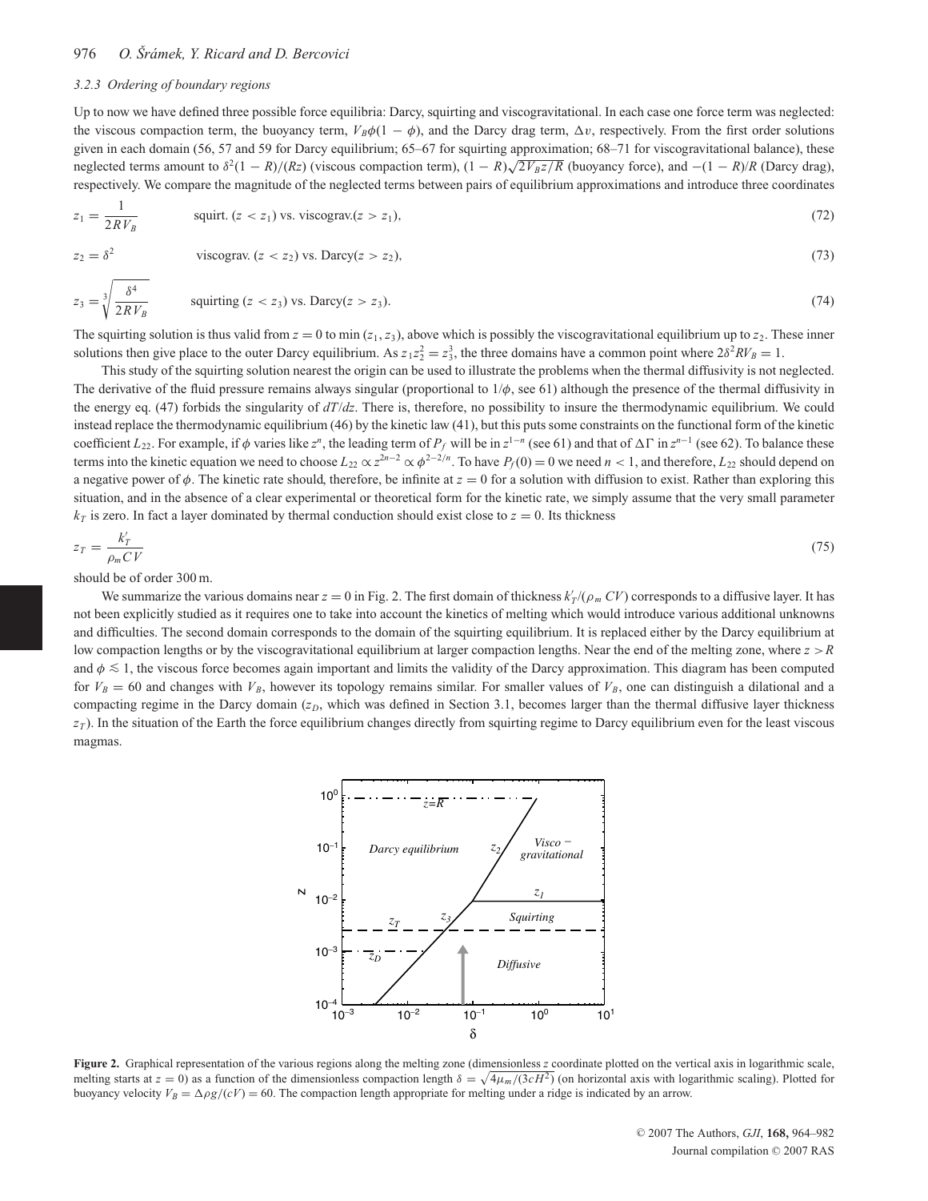#### 3.2.3 Ordering of boundary regions

Up to now we have defined three possible force equilibria: Darcy, squirting and viscogravitational. In each case one force term was neglected: the viscous compaction term, the buoyancy term, $V_B\phi(1-\phi)$, and the Darcy drag term, $\Delta v$, respectively. From the first order solutions given in each domain (56, 57 and 59 for Darcy equilibrium; 65–67 for squirting approximation; 68–71 for viscogravitational balance), these neglected terms amount to $\delta^2(1-R)/(Rz)$ (viscous compaction term), $(1-R)\sqrt{2V_B z/R}$ (buoyancy force), and $-(1-R)/R$ (Darcy drag), respectively. We compare the magnitude of the neglected terms between pairs of equilibrium approximations and introduce three coordinates

$$z_1 = \frac{1}{2RV_B} \qquad \text{squirt. } (z < z_1) \text{ vs. viscograv.} (z > z_1), \tag{72}$$

$$z_2 = \delta^2 \qquad \text{viscograv. } (z < z_2) \text{ vs. Darcy} (z > z_2), \tag{73}$$

$$z_3 = \sqrt[3]{\frac{\delta^4}{2RV_B}} \qquad \text{squirting } (z < z_3) \text{ vs. Darcy} (z > z_3). \tag{74}$$

The squirting solution is thus valid from $z = 0$ to $\min(z_1, z_3)$, above which is possibly the viscogravitational equilibrium up to $z_2$. These inner solutions then give place to the outer Darcy equilibrium. As $z_1 z_2^2 = z_3^3$, the three domains have a common point where $2\delta^2 RV_B = 1$.

This study of the squirting solution nearest the origin can be used to illustrate the problems when the thermal diffusivity is not neglected. The derivative of the fluid pressure remains always singular (proportional to $1/\phi$, see 61) although the presence of the thermal diffusivity in the energy eq. (47) forbids the singularity of $dT/dz$. There is, therefore, no possibility to insure the thermodynamic equilibrium. We could instead replace the thermodynamic equilibrium (46) by the kinetic law (41), but this puts some constraints on the functional form of the kinetic coefficient $L_{22}$. For example, if $\phi$ varies like $z^n$, the leading term of $P_f$ will be in $z^{1-n}$ (see 61) and that of $\Delta\Gamma$ in $z^{n-1}$ (see 62). To balance these terms into the kinetic equation we need to choose $L_{22} \propto z^{2n-2} \propto \phi^{2-2/n}$. To have $P_f(0) = 0$ we need $n < 1$, and therefore, $L_{22}$ should depend on a negative power of $\phi$. The kinetic rate should, therefore, be infinite at $z = 0$ for a solution with diffusion to exist. Rather than exploring this situation, and in the absence of a clear experimental or theoretical form for the kinetic rate, we simply assume that the very small parameter $k_T$ is zero. In fact a layer dominated by thermal conduction should exist close to $z = 0$. Its thickness

$$z_T = \frac{k'_T}{\rho_m CV} \tag{75}$$

should be of order 300 m.

We summarize the various domains near $z = 0$ in Fig. 2. The first domain of thickness $k'_T/(\rho_m CV)$ corresponds to a diffusive layer. It has not been explicitly studied as it requires one to take into account the kinetics of melting which would introduce various additional unknowns and difficulties. The second domain corresponds to the domain of the squirting equilibrium. It is replaced either by the Darcy equilibrium at low compaction lengths or by the viscogravitational equilibrium at larger compaction lengths. Near the end of the melting zone, where $z > R$ and $\phi \lesssim 1$, the viscous force becomes again important and limits the validity of the Darcy approximation. This diagram has been computed for $V_B = 60$ and changes with $V_B$, however its topology remains similar. For smaller values of $V_B$, one can distinguish a dilational and a compacting regime in the Darcy domain ($z_D$, which was defined in Section 3.1, becomes larger than the thermal diffusive layer thickness $z_T$). In the situation of the Earth the force equilibrium changes directly from squirting regime to Darcy equilibrium even for the least viscous magmas.

**Figure 2.** Graphical representation of the various regions along the melting zone (dimensionless $z$ coordinate plotted on the vertical axis in logarithmic scale, melting starts at $z = 0$) as a function of the dimensionless compaction length $\delta = \sqrt{4\mu_m/(3cH^2)}$ (on horizontal axis with logarithmic scaling). Plotted for buoyancy velocity $V_B = \Delta\rho g/(cV) = 60$. The compaction length appropriate for melting under a ridge is indicated by an arrow.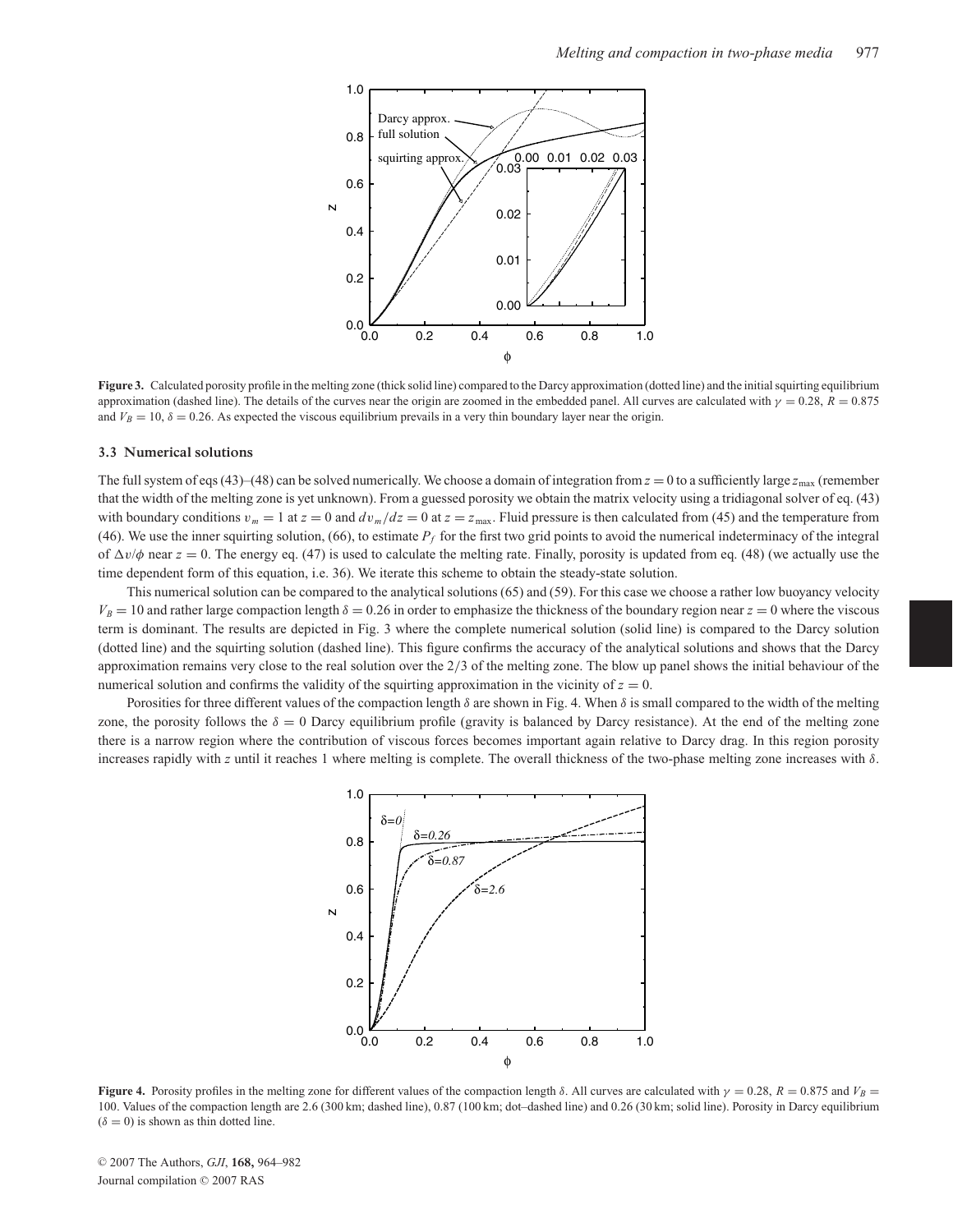**Figure 3.** Calculated porosity profile in the melting zone (thick solid line) compared to the Darcy approximation (dotted line) and the initial squirting equilibrium approximation (dashed line). The details of the curves near the origin are zoomed in the embedded panel. All curves are calculated with $\gamma = 0.28$, $R = 0.875$ and $V_B = 10$, $\delta = 0.26$. As expected the viscous equilibrium prevails in a very thin boundary layer near the origin.

### 3.3 Numerical solutions

The full system of eqs (43)–(48) can be solved numerically. We choose a domain of integration from $z = 0$ to a sufficiently large $z_{\max}$ (remember that the width of the melting zone is yet unknown). From a guessed porosity we obtain the matrix velocity using a tridiagonal solver of eq. (43) with boundary conditions $v_m = 1$ at $z = 0$ and $dv_m/dz = 0$ at $z = z_{\max}$. Fluid pressure is then calculated from (45) and the temperature from (46). We use the inner squirting solution, (66), to estimate $P_f$ for the first two grid points to avoid the numerical indeterminacy of the integral of $\Delta v/\phi$ near $z = 0$. The energy eq. (47) is used to calculate the melting rate. Finally, porosity is updated from eq. (48) (we actually use the time dependent form of this equation, i.e. 36). We iterate this scheme to obtain the steady-state solution.

This numerical solution can be compared to the analytical solutions (65) and (59). For this case we choose a rather low buoyancy velocity $V_B = 10$ and rather large compaction length $\delta = 0.26$ in order to emphasize the thickness of the boundary region near $z = 0$ where the viscous term is dominant. The results are depicted in Fig. 3 where the complete numerical solution (solid line) is compared to the Darcy solution (dotted line) and the squirting solution (dashed line). This figure confirms the accuracy of the analytical solutions and shows that the Darcy approximation remains very close to the real solution over the 2/3 of the melting zone. The blow up panel shows the initial behaviour of the numerical solution and confirms the validity of the squirting approximation in the vicinity of $z = 0$.

Porosities for three different values of the compaction length $\delta$ are shown in Fig. 4. When $\delta$ is small compared to the width of the melting zone, the porosity follows the $\delta = 0$ Darcy equilibrium profile (gravity is balanced by Darcy resistance). At the end of the melting zone there is a narrow region where the contribution of viscous forces becomes important again relative to Darcy drag. In this region porosity increases rapidly with $z$ until it reaches 1 where melting is complete. The overall thickness of the two-phase melting zone increases with $\delta$.

**Figure 4.** Porosity profiles in the melting zone for different values of the compaction length $\delta$. All curves are calculated with $\gamma = 0.28$, $R = 0.875$ and $V_B = 100$. Values of the compaction length are 2.6 (300 km; dashed line), 0.87 (100 km; dot–dashed line) and 0.26 (30 km; solid line). Porosity in Darcy equilibrium ($\delta = 0$) is shown as thin dotted line.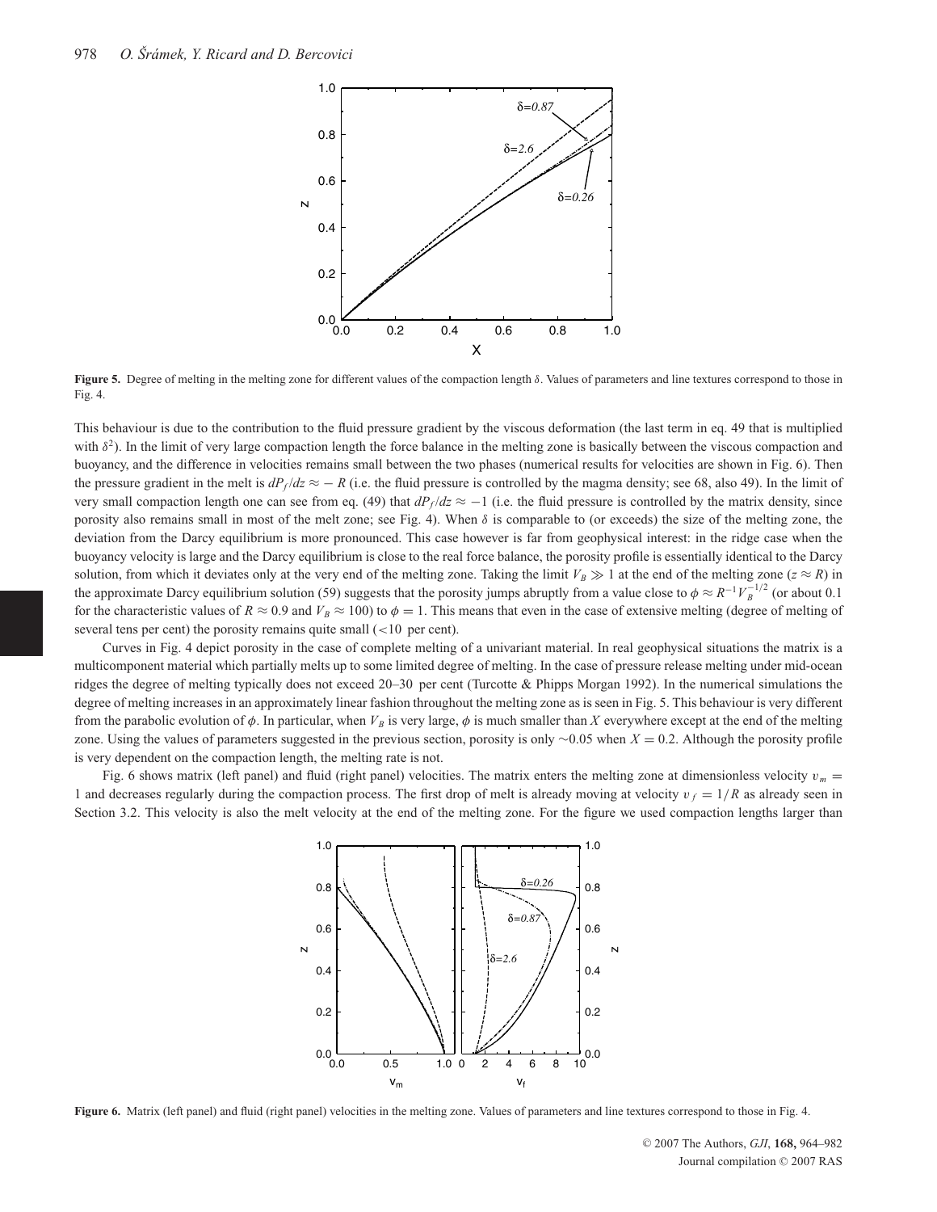**Figure 5.** Degree of melting in the melting zone for different values of the compaction length $\delta$. Values of parameters and line textures correspond to those in Fig. 4.

This behaviour is due to the contribution to the fluid pressure gradient by the viscous deformation (the last term in eq. 49 that is multiplied with $\delta^2$). In the limit of very large compaction length the force balance in the melting zone is basically between the viscous compaction and buoyancy, and the difference in velocities remains small between the two phases (numerical results for velocities are shown in Fig. 6). Then the pressure gradient in the melt is $dP_f/dz \approx -R$ (i.e. the fluid pressure is controlled by the magma density; see 68, also 49). In the limit of very small compaction length one can see from eq. (49) that $dP_f/dz \approx -1$ (i.e. the fluid pressure is controlled by the matrix density, since porosity also remains small in most of the melt zone; see Fig. 4). When $\delta$ is comparable to (or exceeds) the size of the melting zone, the deviation from the Darcy equilibrium is more pronounced. This case however is far from geophysical interest: in the ridge case when the buoyancy velocity is large and the Darcy equilibrium is close to the real force balance, the porosity profile is essentially identical to the Darcy solution, from which it deviates only at the very end of the melting zone. Taking the limit $V_B \gg 1$ at the end of the melting zone ($z \approx R$) in the approximate Darcy equilibrium solution (59) suggests that the porosity jumps abruptly from a value close to $\phi \approx R^{-1} V_B^{-1/2}$ (or about 0.1 for the characteristic values of $R \approx 0.9$ and $V_B \approx 100$) to $\phi = 1$. This means that even in the case of extensive melting (degree of melting of several tens per cent) the porosity remains quite small (<10 per cent).

Curves in Fig. 4 depict porosity in the case of complete melting of a univariant material. In real geophysical situations the matrix is a multicomponent material which partially melts up to some limited degree of melting. In the case of pressure release melting under mid-ocean ridges the degree of melting typically does not exceed 20–30 per cent (Turcotte & Phipps Morgan 1992). In the numerical simulations the degree of melting increases in an approximately linear fashion throughout the melting zone as is seen in Fig. 5. This behaviour is very different from the parabolic evolution of $\phi$. In particular, when $V_B$ is very large, $\phi$ is much smaller than $X$ everywhere except at the end of the melting zone. Using the values of parameters suggested in the previous section, porosity is only ~0.05 when $X = 0.2$. Although the porosity profile is very dependent on the compaction length, the melting rate is not.

Fig. 6 shows matrix (left panel) and fluid (right panel) velocities. The matrix enters the melting zone at dimensionless velocity $v_m = 1$ and decreases regularly during the compaction process. The first drop of melt is already moving at velocity $v_f = 1/R$ as already seen in Section 3.2. This velocity is also the melt velocity at the end of the melting zone. For the figure we used compaction lengths larger than

**Figure 6.** Matrix (left panel) and fluid (right panel) velocities in the melting zone. Values of parameters and line textures correspond to those in Fig. 4.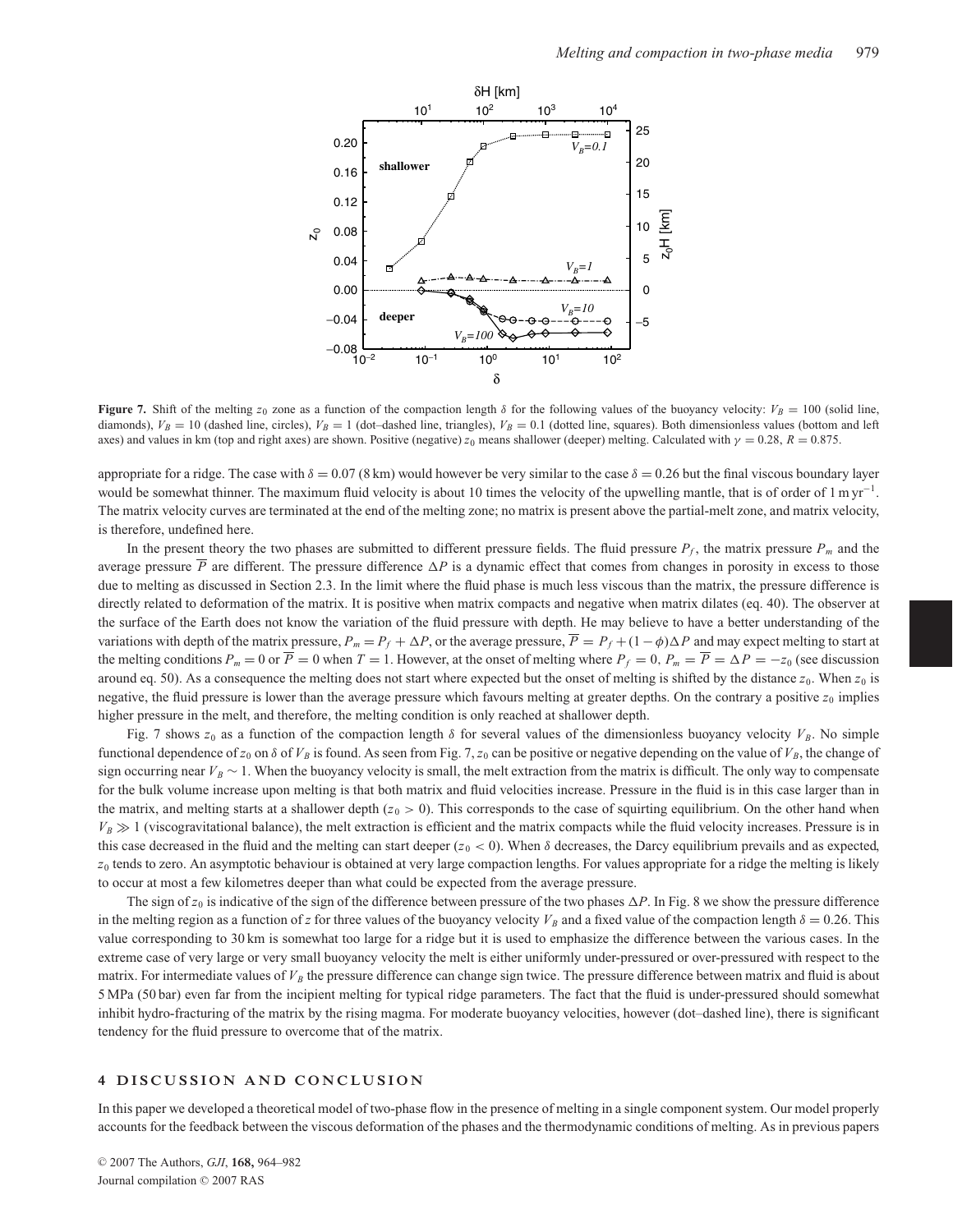**Figure 7.** Shift of the melting $z_0$ zone as a function of the compaction length $\delta$ for the following values of the buoyancy velocity: $V_B = 100$ (solid line, diamonds), $V_B = 10$ (dashed line, circles), $V_B = 1$ (dot–dashed line, triangles), $V_B = 0.1$ (dotted line, squares). Both dimensionless values (bottom and left axes) and values in km (top and right axes) are shown. Positive (negative) $z_0$ means shallower (deeper) melting. Calculated with $\gamma = 0.28$, $R = 0.875$.

appropriate for a ridge. The case with $\delta = 0.07$ (8 km) would however be very similar to the case $\delta = 0.26$ but the final viscous boundary layer would be somewhat thinner. The maximum fluid velocity is about 10 times the velocity of the upwelling mantle, that is of order of $1\,\mathrm{m\,yr^{-1}}$. The matrix velocity curves are terminated at the end of the melting zone; no matrix is present above the partial-melt zone, and matrix velocity, is therefore, undefined here.

In the present theory the two phases are submitted to different pressure fields. The fluid pressure $P_f$, the matrix pressure $P_m$ and the average pressure $\overline{P}$ are different. The pressure difference $\Delta P$ is a dynamic effect that comes from changes in porosity in excess to those due to melting as discussed in Section 2.3. In the limit where the fluid phase is much less viscous than the matrix, the pressure difference is directly related to deformation of the matrix. It is positive when matrix compacts and negative when matrix dilates (eq. 40). The observer at the surface of the Earth does not know the variation of the fluid pressure with depth. He may believe to have a better understanding of the variations with depth of the matrix pressure, $P_m = P_f + \Delta P$, or the average pressure, $\overline{P} = P_f + (1 - \phi)\Delta P$ and may expect melting to start at the melting conditions $P_m = 0$ or $\overline{P} = 0$ when $T = 1$. However, at the onset of melting where $P_f = 0$, $P_m = \overline{P} = \Delta P = -z_0$ (see discussion around eq. 50). As a consequence the melting does not start where expected but the onset of melting is shifted by the distance $z_0$. When $z_0$ is negative, the fluid pressure is lower than the average pressure which favours melting at greater depths. On the contrary a positive $z_0$ implies higher pressure in the melt, and therefore, the melting condition is only reached at shallower depth.

Fig. 7 shows $z_0$ as a function of the compaction length $\delta$ for several values of the dimensionless buoyancy velocity $V_B$. No simple functional dependence of $z_0$ on $\delta$ of $V_B$ is found. As seen from Fig. 7, $z_0$ can be positive or negative depending on the value of $V_B$, the change of sign occurring near $V_B \sim 1$. When the buoyancy velocity is small, the melt extraction from the matrix is difficult. The only way to compensate for the bulk volume increase upon melting is that both matrix and fluid velocities increase. Pressure in the fluid is in this case larger than in the matrix, and melting starts at a shallower depth ($z_0 > 0$). This corresponds to the case of squirting equilibrium. On the other hand when $V_B \gg 1$ (viscogravitational balance), the melt extraction is efficient and the matrix compacts while the fluid velocity increases. Pressure is in this case decreased in the fluid and the melting can start deeper ($z_0 < 0$). When $\delta$ decreases, the Darcy equilibrium prevails and as expected, $z_0$ tends to zero. An asymptotic behaviour is obtained at very large compaction lengths. For values appropriate for a ridge the melting is likely to occur at most a few kilometres deeper than what could be expected from the average pressure.

The sign of $z_0$ is indicative of the sign of the difference between pressure of the two phases $\Delta P$. In Fig. 8 we show the pressure difference in the melting region as a function of $z$ for three values of the buoyancy velocity $V_B$ and a fixed value of the compaction length $\delta = 0.26$. This value corresponding to 30 km is somewhat too large for a ridge but it is used to emphasize the difference between the various cases. In the extreme case of very large or very small buoyancy velocity the melt is either uniformly under-pressured or over-pressured with respect to the matrix. For intermediate values of $V_B$ the pressure difference can change sign twice. The pressure difference between matrix and fluid is about 5 MPa (50 bar) even far from the incipient melting for typical ridge parameters. The fact that the fluid is under-pressured should somewhat inhibit hydro-fracturing of the matrix by the rising magma. For moderate buoyancy velocities, however (dot–dashed line), there is significant tendency for the fluid pressure to overcome that of the matrix.

## 4 DISCUSSION AND CONCLUSION

In this paper we developed a theoretical model of two-phase flow in the presence of melting in a single component system. Our model properly accounts for the feedback between the viscous deformation of the phases and the thermodynamic conditions of melting. As in previous papers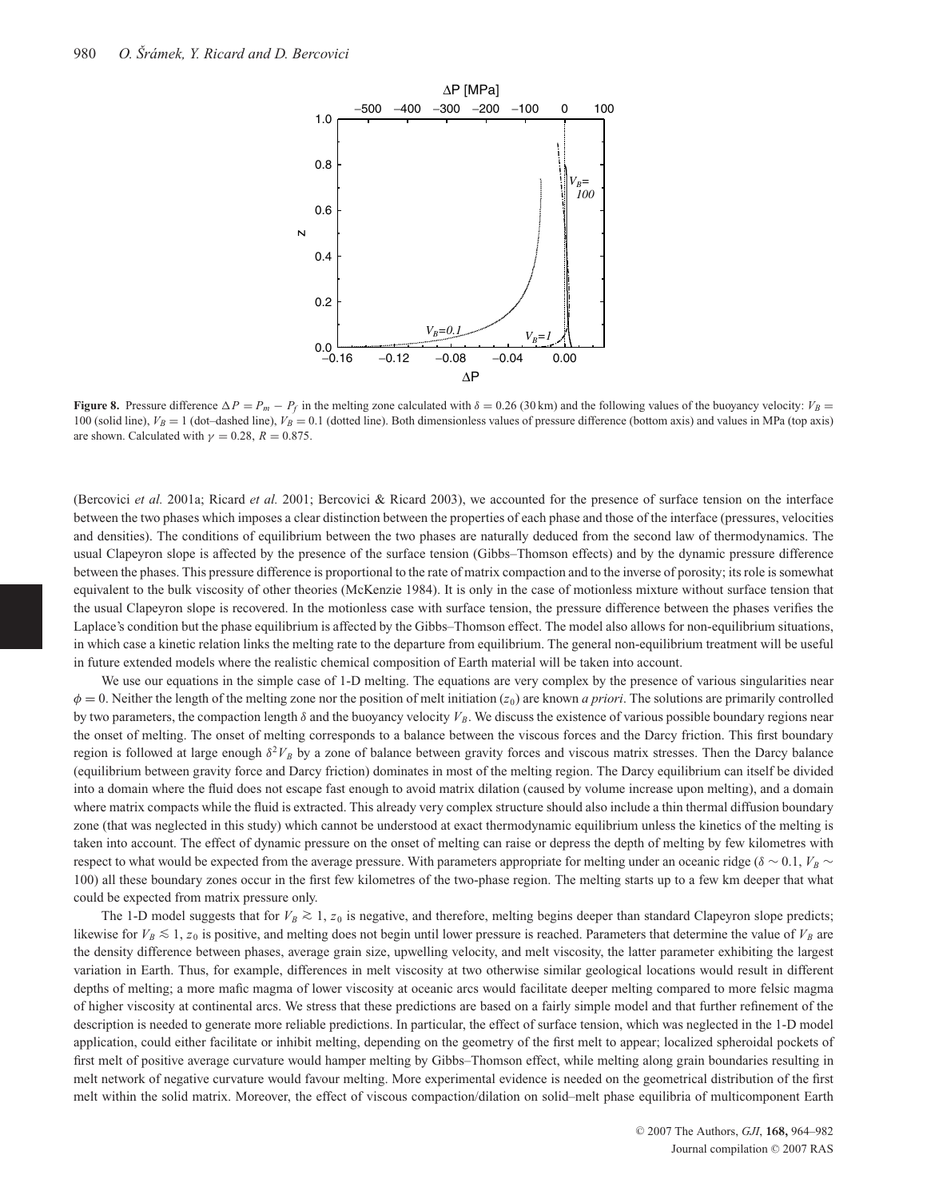**Figure 8.** Pressure difference $\Delta P = P_m - P_f$ in the melting zone calculated with $\delta = 0.26$ (30 km) and the following values of the buoyancy velocity: $V_B = 100$ (solid line), $V_B = 1$ (dot–dashed line), $V_B = 0.1$ (dotted line). Both dimensionless values of pressure difference (bottom axis) and values in MPa (top axis) are shown. Calculated with $\gamma = 0.28$, $R = 0.875$.

(Bercovici *et al.* 2001a; Ricard *et al.* 2001; Bercovici & Ricard 2003), we accounted for the presence of surface tension on the interface between the two phases which imposes a clear distinction between the properties of each phase and those of the interface (pressures, velocities and densities). The conditions of equilibrium between the two phases are naturally deduced from the second law of thermodynamics. The usual Clapeyron slope is affected by the presence of the surface tension (Gibbs–Thomson effects) and by the dynamic pressure difference between the phases. This pressure difference is proportional to the rate of matrix compaction and to the inverse of porosity; its role is somewhat equivalent to the bulk viscosity of other theories (McKenzie 1984). It is only in the case of motionless mixture without surface tension that the usual Clapeyron slope is recovered. In the motionless case with surface tension, the pressure difference between the phases verifies the Laplace's condition but the phase equilibrium is affected by the Gibbs–Thomson effect. The model also allows for non-equilibrium situations, in which case a kinetic relation links the melting rate to the departure from equilibrium. The general non-equilibrium treatment will be useful in future extended models where the realistic chemical composition of Earth material will be taken into account.

We use our equations in the simple case of 1-D melting. The equations are very complex by the presence of various singularities near $\phi = 0$. Neither the length of the melting zone nor the position of melt initiation ($z_0$) are known *a priori*. The solutions are primarily controlled by two parameters, the compaction length $\delta$ and the buoyancy velocity $V_B$. We discuss the existence of various possible boundary regions near the onset of melting. The onset of melting corresponds to a balance between the viscous forces and the Darcy friction. This first boundary region is followed at large enough $\delta^2 V_B$ by a zone of balance between gravity forces and viscous matrix stresses. Then the Darcy balance (equilibrium between gravity force and Darcy friction) dominates in most of the melting region. The Darcy equilibrium can itself be divided into a domain where the fluid does not escape fast enough to avoid matrix dilation (caused by volume increase upon melting), and a domain where matrix compacts while the fluid is extracted. This already very complex structure should also include a thin thermal diffusion boundary zone (that was neglected in this study) which cannot be understood at exact thermodynamic equilibrium unless the kinetics of the melting is taken into account. The effect of dynamic pressure on the onset of melting can raise or depress the depth of melting by few kilometres with respect to what would be expected from the average pressure. With parameters appropriate for melting under an oceanic ridge ($\delta \sim 0.1$, $V_B \sim 100$) all these boundary zones occur in the first few kilometres of the two-phase region. The melting starts up to a few km deeper that what could be expected from matrix pressure only.

The 1-D model suggests that for $V_B \gtrsim 1$, $z_0$ is negative, and therefore, melting begins deeper than standard Clapeyron slope predicts; likewise for $V_B \lesssim 1$, $z_0$ is positive, and melting does not begin until lower pressure is reached. Parameters that determine the value of $V_B$ are the density difference between phases, average grain size, upwelling velocity, and melt viscosity, the latter parameter exhibiting the largest variation in Earth. Thus, for example, differences in melt viscosity at two otherwise similar geological locations would result in different depths of melting; a more mafic magma of lower viscosity at oceanic arcs would facilitate deeper melting compared to more felsic magma of higher viscosity at continental arcs. We stress that these predictions are based on a fairly simple model and that further refinement of the description is needed to generate more reliable predictions. In particular, the effect of surface tension, which was neglected in the 1-D model application, could either facilitate or inhibit melting, depending on the geometry of the first melt to appear; localized spheroidal pockets of first melt of positive average curvature would hamper melting by Gibbs–Thomson effect, while melting along grain boundaries resulting in melt network of negative curvature would favour melting. More experimental evidence is needed on the geometrical distribution of the first melt within the solid matrix. Moreover, the effect of viscous compaction/dilation on solid–melt phase equilibria of multicomponent Earth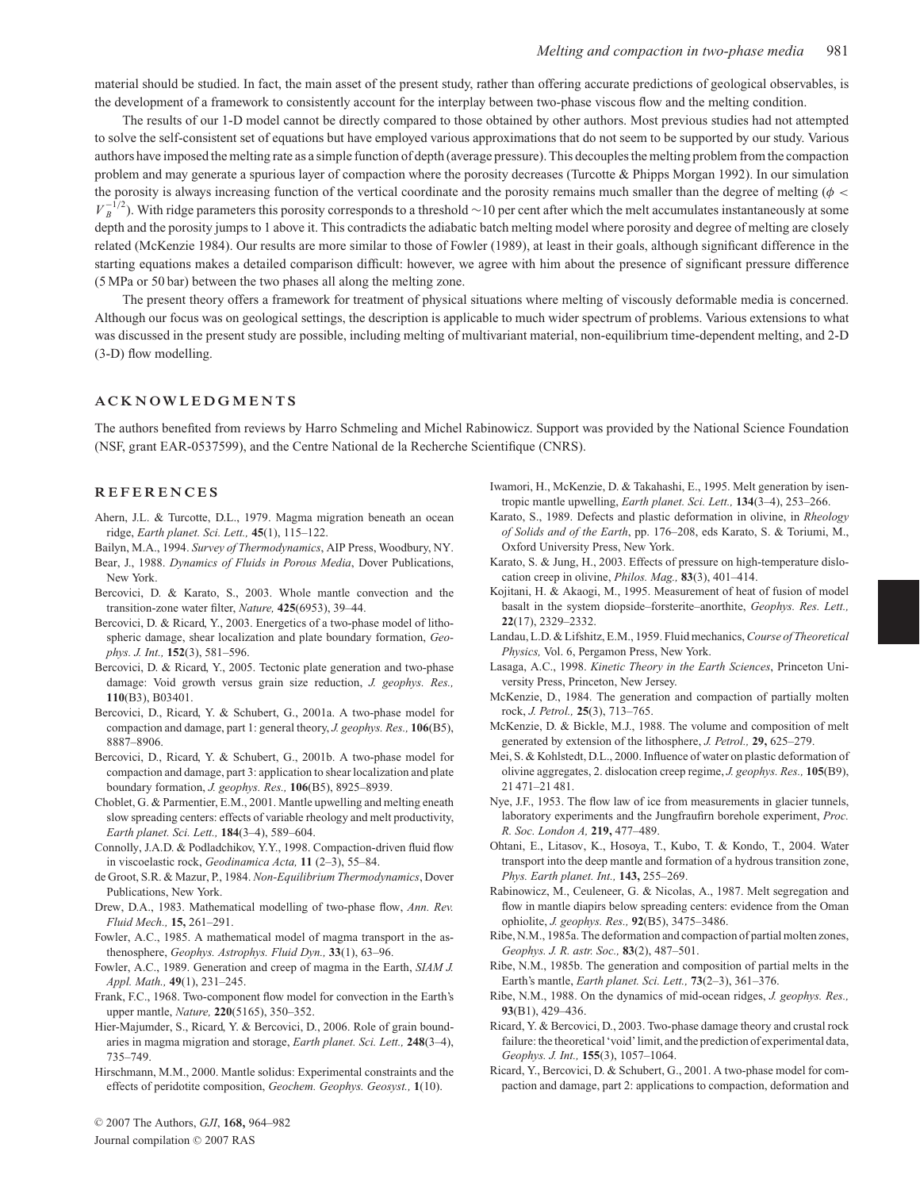material should be studied. In fact, the main asset of the present study, rather than offering accurate predictions of geological observables, is the development of a framework to consistently account for the interplay between two-phase viscous flow and the melting condition.

The results of our 1-D model cannot be directly compared to those obtained by other authors. Most previous studies had not attempted to solve the self-consistent set of equations but have employed various approximations that do not seem to be supported by our study. Various authors have imposed the melting rate as a simple function of depth (average pressure). This decouples the melting problem from the compaction problem and may generate a spurious layer of compaction where the porosity decreases (Turcotte & Phipps Morgan 1992). In our simulation the porosity is always increasing function of the vertical coordinate and the porosity remains much smaller than the degree of melting ($\phi < V_B^{-1/2}$). With ridge parameters this porosity corresponds to a threshold ~10 per cent after which the melt accumulates instantaneously at some depth and the porosity jumps to 1 above it. This contradicts the adiabatic batch melting model where porosity and degree of melting are closely related (McKenzie 1984). Our results are more similar to those of Fowler (1989), at least in their goals, although significant difference in the starting equations makes a detailed comparison difficult: however, we agree with him about the presence of significant pressure difference (5 MPa or 50 bar) between the two phases all along the melting zone.

The present theory offers a framework for treatment of physical situations where melting of viscously deformable media is concerned. Although our focus was on geological settings, the description is applicable to much wider spectrum of problems. Various extensions to what was discussed in the present study are possible, including melting of multivariant material, non-equilibrium time-dependent melting, and 2-D (3-D) flow modelling.

## ACKNOWLEDGMENTS

The authors benefited from reviews by Harro Schmeling and Michel Rabinowicz. Support was provided by the National Science Foundation (NSF, grant EAR-0537599), and the Centre National de la Recherche Scientifique (CNRS).

## REFERENCES

Ahern, J.L. & Turcotte, D.L., 1979. Magma migration beneath an ocean ridge, *Earth planet. Sci. Lett.,* **45**(1), 115–122.

Bailyn, M.A., 1994. *Survey of Thermodynamics*, AIP Press, Woodbury, NY.

Bear, J., 1988. *Dynamics of Fluids in Porous Media*, Dover Publications, New York.

Bercovici, D. & Karato, S., 2003. Whole mantle convection and the transition-zone water filter, *Nature,* **425**(6953), 39–44.

Bercovici, D. & Ricard, Y., 2003. Energetics of a two-phase model of lithospheric damage, shear localization and plate boundary formation, *Geophys. J. Int.,* **152**(3), 581–596.

Bercovici, D. & Ricard, Y., 2005. Tectonic plate generation and two-phase damage: Void growth versus grain size reduction, *J. geophys. Res.,* **110**(B3), B03401.

Bercovici, D., Ricard, Y. & Schubert, G., 2001a. A two-phase model for compaction and damage, part 1: general theory, *J. geophys. Res.,* **106**(B5), 8887–8906.

Bercovici, D., Ricard, Y. & Schubert, G., 2001b. A two-phase model for compaction and damage, part 3: application to shear localization and plate boundary formation, *J. geophys. Res.,* **106**(B5), 8925–8939.

Choblet, G. & Parmentier, E.M., 2001. Mantle upwelling and melting eneath slow spreading centers: effects of variable rheology and melt productivity, *Earth planet. Sci. Lett.,* **184**(3–4), 589–604.

Connolly, J.A.D. & Podladchikov, Y.Y., 1998. Compaction-driven fluid flow in viscoelastic rock, *Geodinamica Acta,* **11** (2–3), 55–84.

de Groot, S.R. & Mazur, P., 1984. *Non-Equilibrium Thermodynamics*, Dover Publications, New York.

Drew, D.A., 1983. Mathematical modelling of two-phase flow, *Ann. Rev. Fluid Mech.,* **15,** 261–291.

Fowler, A.C., 1985. A mathematical model of magma transport in the asthenosphere, *Geophys. Astrophys. Fluid Dyn.,* **33**(1), 63–96.

Fowler, A.C., 1989. Generation and creep of magma in the Earth, *SIAM J. Appl. Math.,* **49**(1), 231–245.

Frank, F.C., 1968. Two-component flow model for convection in the Earth's upper mantle, *Nature,* **220**(5165), 350–352.

Hier-Majumder, S., Ricard, Y. & Bercovici, D., 2006. Role of grain boundaries in magma migration and storage, *Earth planet. Sci. Lett.,* **248**(3–4), 735–749.

Hirschmann, M.M., 2000. Mantle solidus: Experimental constraints and the effects of peridotite composition, *Geochem. Geophys. Geosyst.,* **1**(10).

Iwamori, H., McKenzie, D. & Takahashi, E., 1995. Melt generation by isentropic mantle upwelling, *Earth planet. Sci. Lett.,* **134**(3–4), 253–266.

Karato, S., 1989. Defects and plastic deformation in olivine, in *Rheology of Solids and of the Earth*, pp. 176–208, eds Karato, S. & Toriumi, M., Oxford University Press, New York.

Karato, S. & Jung, H., 2003. Effects of pressure on high-temperature dislocation creep in olivine, *Philos. Mag.,* **83**(3), 401–414.

Kojitani, H. & Akaogi, M., 1995. Measurement of heat of fusion of model basalt in the system diopside–forsterite–anorthite, *Geophys. Res. Lett.,* **22**(17), 2329–2332.

Landau, L.D. & Lifshitz, E.M., 1959. Fluid mechanics, *Course of Theoretical Physics,* Vol. 6, Pergamon Press, New York.

Lasaga, A.C., 1998. *Kinetic Theory in the Earth Sciences*, Princeton University Press, Princeton, New Jersey.

McKenzie, D., 1984. The generation and compaction of partially molten rock, *J. Petrol.,* **25**(3), 713–765.

McKenzie, D. & Bickle, M.J., 1988. The volume and composition of melt generated by extension of the lithosphere, *J. Petrol.,* **29,** 625–279.

Mei, S. & Kohlstedt, D.L., 2000. Influence of water on plastic deformation of olivine aggregates, 2. dislocation creep regime, *J. geophys. Res.,* **105**(B9), 21 471–21 481.

Nye, J.F., 1953. The flow law of ice from measurements in glacier tunnels, laboratory experiments and the Jungfraufirn borehole experiment, *Proc. R. Soc. London A,* **219,** 477–489.

Ohtani, E., Litasov, K., Hosoya, T., Kubo, T. & Kondo, T., 2004. Water transport into the deep mantle and formation of a hydrous transition zone, *Phys. Earth planet. Int.,* **143,** 255–269.

Rabinowicz, M., Ceuleneer, G. & Nicolas, A., 1987. Melt segregation and flow in mantle diapirs below spreading centers: evidence from the Oman ophiolite, *J. geophys. Res.,* **92**(B5), 3475–3486.

Ribe, N.M., 1985a. The deformation and compaction of partial molten zones, *Geophys. J. R. astr. Soc.,* **83**(2), 487–501.

Ribe, N.M., 1985b. The generation and composition of partial melts in the Earth's mantle, *Earth planet. Sci. Lett.,* **73**(2–3), 361–376.

Ribe, N.M., 1988. On the dynamics of mid-ocean ridges, *J. geophys. Res.,* **93**(B1), 429–436.

Ricard, Y. & Bercovici, D., 2003. Two-phase damage theory and crustal rock failure: the theoretical 'void' limit, and the prediction of experimental data, *Geophys. J. Int.,* **155**(3), 1057–1064.

Ricard, Y., Bercovici, D. & Schubert, G., 2001. A two-phase model for compaction and damage, part 2: applications to compaction, deformation and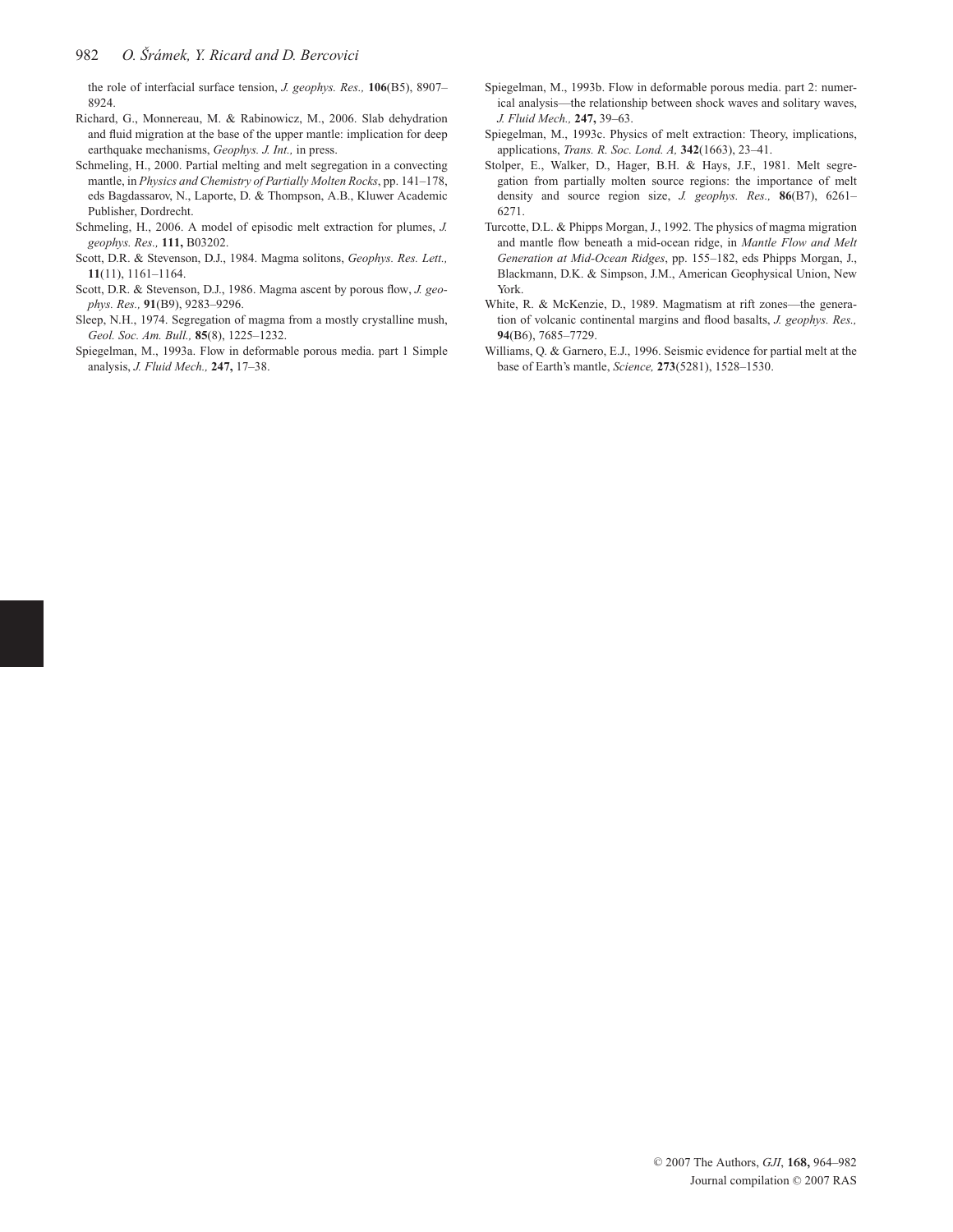the role of interfacial surface tension, *J. geophys. Res.,* **106**(B5), 8907–8924.

Richard, G., Monnereau, M. & Rabinowicz, M., 2006. Slab dehydration and fluid migration at the base of the upper mantle: implication for deep earthquake mechanisms, *Geophys. J. Int.,* in press.

Schmeling, H., 2000. Partial melting and melt segregation in a convecting mantle, in *Physics and Chemistry of Partially Molten Rocks*, pp. 141–178, eds Bagdassarov, N., Laporte, D. & Thompson, A.B., Kluwer Academic Publisher, Dordrecht.

Schmeling, H., 2006. A model of episodic melt extraction for plumes, *J. geophys. Res.,* **111,** B03202.

Scott, D.R. & Stevenson, D.J., 1984. Magma solitons, *Geophys. Res. Lett.,* **11**(11), 1161–1164.

Scott, D.R. & Stevenson, D.J., 1986. Magma ascent by porous flow, *J. geophys. Res.,* **91**(B9), 9283–9296.

Sleep, N.H., 1974. Segregation of magma from a mostly crystalline mush, *Geol. Soc. Am. Bull.,* **85**(8), 1225–1232.

Spiegelman, M., 1993a. Flow in deformable porous media. part 1 Simple analysis, *J. Fluid Mech.,* **247,** 17–38.

Spiegelman, M., 1993b. Flow in deformable porous media. part 2: numerical analysis—the relationship between shock waves and solitary waves, *J. Fluid Mech.,* **247,** 39–63.

Spiegelman, M., 1993c. Physics of melt extraction: Theory, implications, applications, *Trans. R. Soc. Lond. A,* **342**(1663), 23–41.

Stolper, E., Walker, D., Hager, B.H. & Hays, J.F., 1981. Melt segregation from partially molten source regions: the importance of melt density and source region size, *J. geophys. Res.,* **86**(B7), 6261–6271.

Turcotte, D.L. & Phipps Morgan, J., 1992. The physics of magma migration and mantle flow beneath a mid-ocean ridge, in *Mantle Flow and Melt Generation at Mid-Ocean Ridges*, pp. 155–182, eds Phipps Morgan, J., Blackmann, D.K. & Simpson, J.M., American Geophysical Union, New York.

White, R. & McKenzie, D., 1989. Magmatism at rift zones—the generation of volcanic continental margins and flood basalts, *J. geophys. Res.,* **94**(B6), 7685–7729.

Williams, Q. & Garnero, E.J., 1996. Seismic evidence for partial melt at the base of Earth's mantle, *Science,* **273**(5281), 1528–1530.